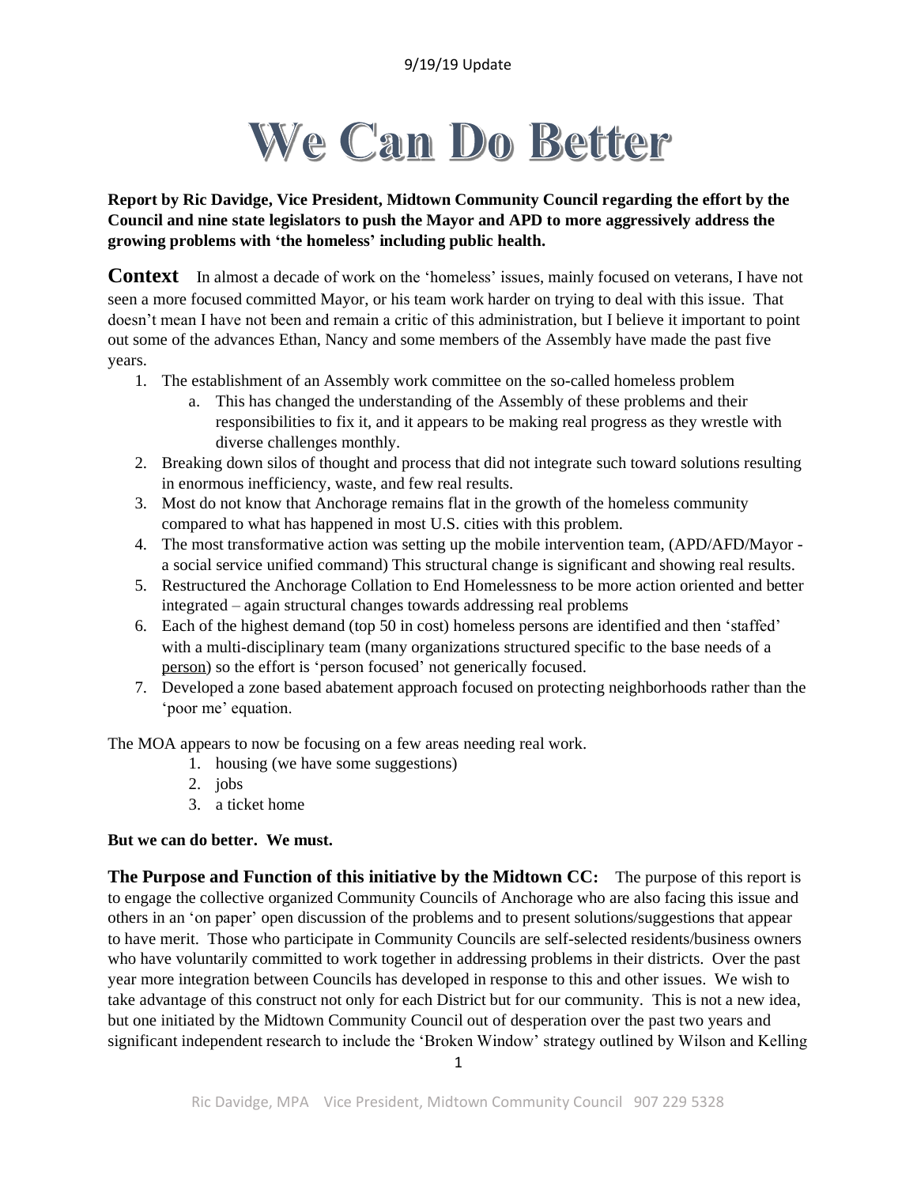9/19/19 Update

# We Can Do Better

**Report by Ric Davidge, Vice President, Midtown Community Council regarding the effort by the Council and nine state legislators to push the Mayor and APD to more aggressively address the growing problems with 'the homeless' including public health.**

**Context** In almost a decade of work on the 'homeless' issues, mainly focused on veterans, I have not seen a more focused committed Mayor, or his team work harder on trying to deal with this issue. That doesn't mean I have not been and remain a critic of this administration, but I believe it important to point out some of the advances Ethan, Nancy and some members of the Assembly have made the past five years.

1. The establishment of an Assembly work committee on the so-called homeless problem
   a. This has changed the understanding of the Assembly of these problems and their responsibilities to fix it, and it appears to be making real progress as they wrestle with diverse challenges monthly.
2. Breaking down silos of thought and process that did not integrate such toward solutions resulting in enormous inefficiency, waste, and few real results.
3. Most do not know that Anchorage remains flat in the growth of the homeless community compared to what has happened in most U.S. cities with this problem.
4. The most transformative action was setting up the mobile intervention team, (APD/AFD/Mayor - a social service unified command) This structural change is significant and showing real results.
5. Restructured the Anchorage Collation to End Homelessness to be more action oriented and better integrated – again structural changes towards addressing real problems
6. Each of the highest demand (top 50 in cost) homeless persons are identified and then 'staffed' with a multi-disciplinary team (many organizations structured specific to the base needs of a person) so the effort is 'person focused' not generically focused.
7. Developed a zone based abatement approach focused on protecting neighborhoods rather than the 'poor me' equation.

The MOA appears to now be focusing on a few areas needing real work.

1. housing (we have some suggestions)
2. jobs
3. a ticket home

**But we can do better. We must.**

**The Purpose and Function of this initiative by the Midtown CC:** The purpose of this report is to engage the collective organized Community Councils of Anchorage who are also facing this issue and others in an 'on paper' open discussion of the problems and to present solutions/suggestions that appear to have merit. Those who participate in Community Councils are self-selected residents/business owners who have voluntarily committed to work together in addressing problems in their districts. Over the past year more integration between Councils has developed in response to this and other issues. We wish to take advantage of this construct not only for each District but for our community. This is not a new idea, but one initiated by the Midtown Community Council out of desperation over the past two years and significant independent research to include the 'Broken Window' strategy outlined by Wilson and Kelling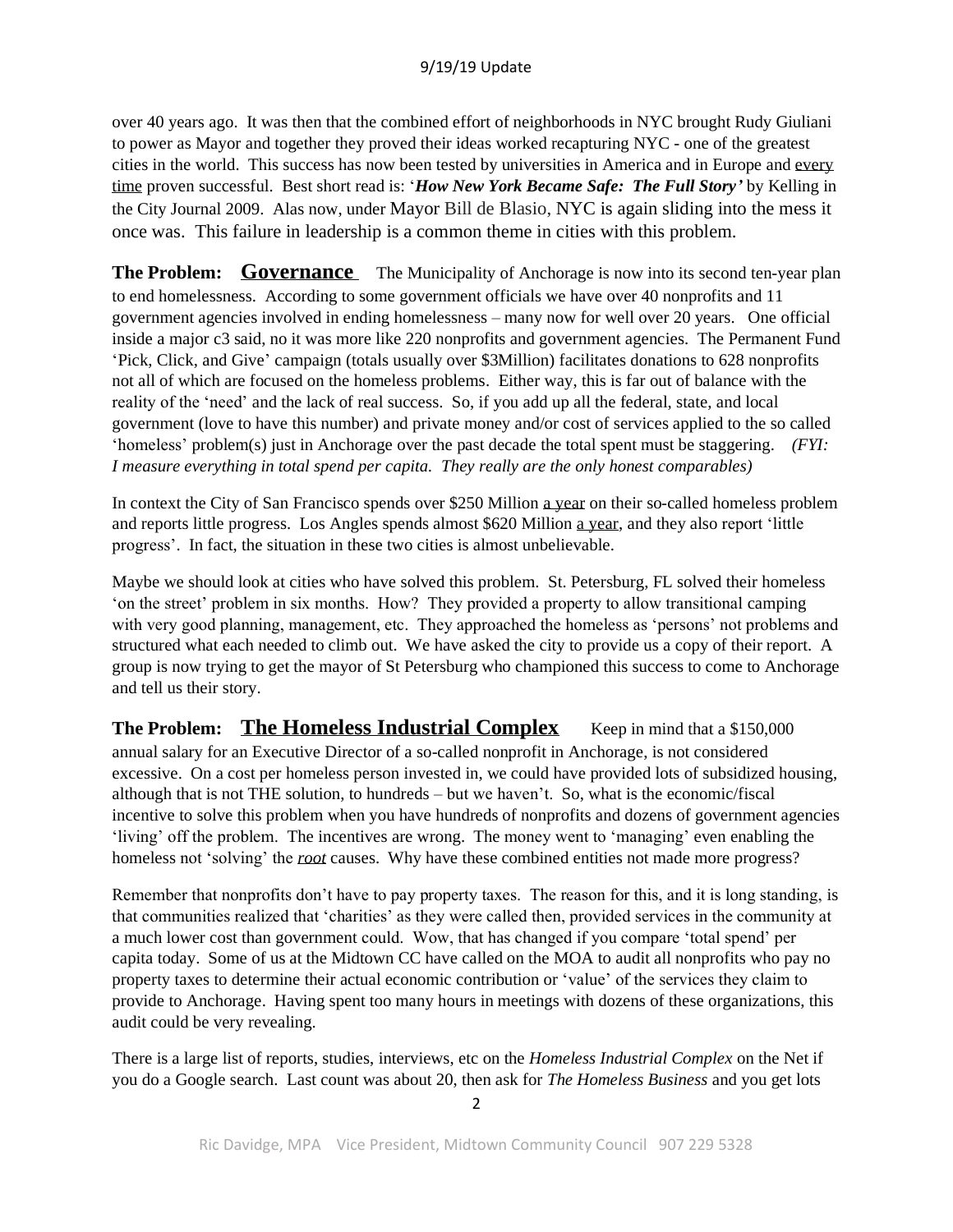over 40 years ago. It was then that the combined effort of neighborhoods in NYC brought Rudy Giuliani to power as Mayor and together they proved their ideas worked recapturing NYC - one of the greatest cities in the world. This success has now been tested by universities in America and in Europe and every time proven successful. Best short read is: '***How New York Became Safe: The Full Story'*** by Kelling in the City Journal 2009. Alas now, under Mayor Bill de Blasio, NYC is again sliding into the mess it once was. This failure in leadership is a common theme in cities with this problem.

**The Problem: Governance** The Municipality of Anchorage is now into its second ten-year plan to end homelessness. According to some government officials we have over 40 nonprofits and 11 government agencies involved in ending homelessness – many now for well over 20 years. One official inside a major c3 said, no it was more like 220 nonprofits and government agencies. The Permanent Fund 'Pick, Click, and Give' campaign (totals usually over $3Million) facilitates donations to 628 nonprofits not all of which are focused on the homeless problems. Either way, this is far out of balance with the reality of the 'need' and the lack of real success. So, if you add up all the federal, state, and local government (love to have this number) and private money and/or cost of services applied to the so called 'homeless' problem(s) just in Anchorage over the past decade the total spent must be staggering. *(FYI: I measure everything in total spend per capita. They really are the only honest comparables)*

In context the City of San Francisco spends over $250 Million a year on their so-called homeless problem and reports little progress. Los Angles spends almost $620 Million a year, and they also report 'little progress'. In fact, the situation in these two cities is almost unbelievable.

Maybe we should look at cities who have solved this problem. St. Petersburg, FL solved their homeless 'on the street' problem in six months. How? They provided a property to allow transitional camping with very good planning, management, etc. They approached the homeless as 'persons' not problems and structured what each needed to climb out. We have asked the city to provide us a copy of their report. A group is now trying to get the mayor of St Petersburg who championed this success to come to Anchorage and tell us their story.

**The Problem: The Homeless Industrial Complex** Keep in mind that a $150,000 annual salary for an Executive Director of a so-called nonprofit in Anchorage, is not considered excessive. On a cost per homeless person invested in, we could have provided lots of subsidized housing, although that is not THE solution, to hundreds – but we haven't. So, what is the economic/fiscal incentive to solve this problem when you have hundreds of nonprofits and dozens of government agencies 'living' off the problem. The incentives are wrong. The money went to 'managing' even enabling the homeless not 'solving' the ***root*** causes. Why have these combined entities not made more progress?

Remember that nonprofits don't have to pay property taxes. The reason for this, and it is long standing, is that communities realized that 'charities' as they were called then, provided services in the community at a much lower cost than government could. Wow, that has changed if you compare 'total spend' per capita today. Some of us at the Midtown CC have called on the MOA to audit all nonprofits who pay no property taxes to determine their actual economic contribution or 'value' of the services they claim to provide to Anchorage. Having spent too many hours in meetings with dozens of these organizations, this audit could be very revealing.

There is a large list of reports, studies, interviews, etc on the *Homeless Industrial Complex* on the Net if you do a Google search. Last count was about 20, then ask for *The Homeless Business* and you get lots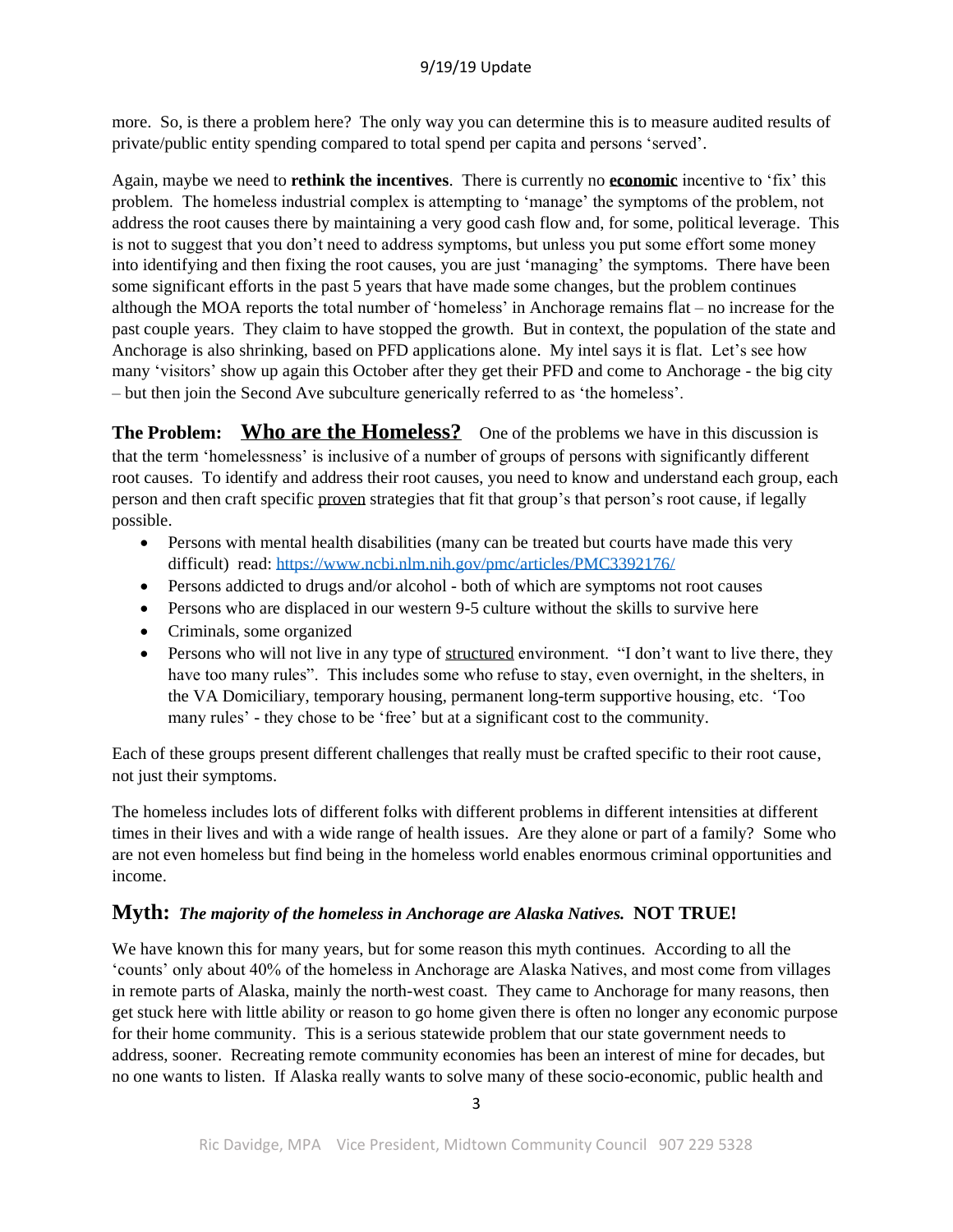more. So, is there a problem here? The only way you can determine this is to measure audited results of private/public entity spending compared to total spend per capita and persons 'served'.

Again, maybe we need to **rethink the incentives**. There is currently no **economic** incentive to 'fix' this problem. The homeless industrial complex is attempting to 'manage' the symptoms of the problem, not address the root causes there by maintaining a very good cash flow and, for some, political leverage. This is not to suggest that you don't need to address symptoms, but unless you put some effort some money into identifying and then fixing the root causes, you are just 'managing' the symptoms. There have been some significant efforts in the past 5 years that have made some changes, but the problem continues although the MOA reports the total number of 'homeless' in Anchorage remains flat – no increase for the past couple years. They claim to have stopped the growth. But in context, the population of the state and Anchorage is also shrinking, based on PFD applications alone. My intel says it is flat. Let's see how many 'visitors' show up again this October after they get their PFD and come to Anchorage - the big city – but then join the Second Ave subculture generically referred to as 'the homeless'.

**The Problem: Who are the Homeless?** One of the problems we have in this discussion is that the term 'homelessness' is inclusive of a number of groups of persons with significantly different root causes. To identify and address their root causes, you need to know and understand each group, each person and then craft specific proven strategies that fit that group's that person's root cause, if legally possible.

- Persons with mental health disabilities (many can be treated but courts have made this very difficult) read: https://www.ncbi.nlm.nih.gov/pmc/articles/PMC3392176/
- Persons addicted to drugs and/or alcohol - both of which are symptoms not root causes
- Persons who are displaced in our western 9-5 culture without the skills to survive here
- Criminals, some organized
- Persons who will not live in any type of structured environment. "I don't want to live there, they have too many rules". This includes some who refuse to stay, even overnight, in the shelters, in the VA Domiciliary, temporary housing, permanent long-term supportive housing, etc. 'Too many rules' - they chose to be 'free' but at a significant cost to the community.

Each of these groups present different challenges that really must be crafted specific to their root cause, not just their symptoms.

The homeless includes lots of different folks with different problems in different intensities at different times in their lives and with a wide range of health issues. Are they alone or part of a family? Some who are not even homeless but find being in the homeless world enables enormous criminal opportunities and income.

## Myth: *The majority of the homeless in Anchorage are Alaska Natives.* NOT TRUE!

We have known this for many years, but for some reason this myth continues. According to all the 'counts' only about 40% of the homeless in Anchorage are Alaska Natives, and most come from villages in remote parts of Alaska, mainly the north-west coast. They came to Anchorage for many reasons, then get stuck here with little ability or reason to go home given there is often no longer any economic purpose for their home community. This is a serious statewide problem that our state government needs to address, sooner. Recreating remote community economies has been an interest of mine for decades, but no one wants to listen. If Alaska really wants to solve many of these socio-economic, public health and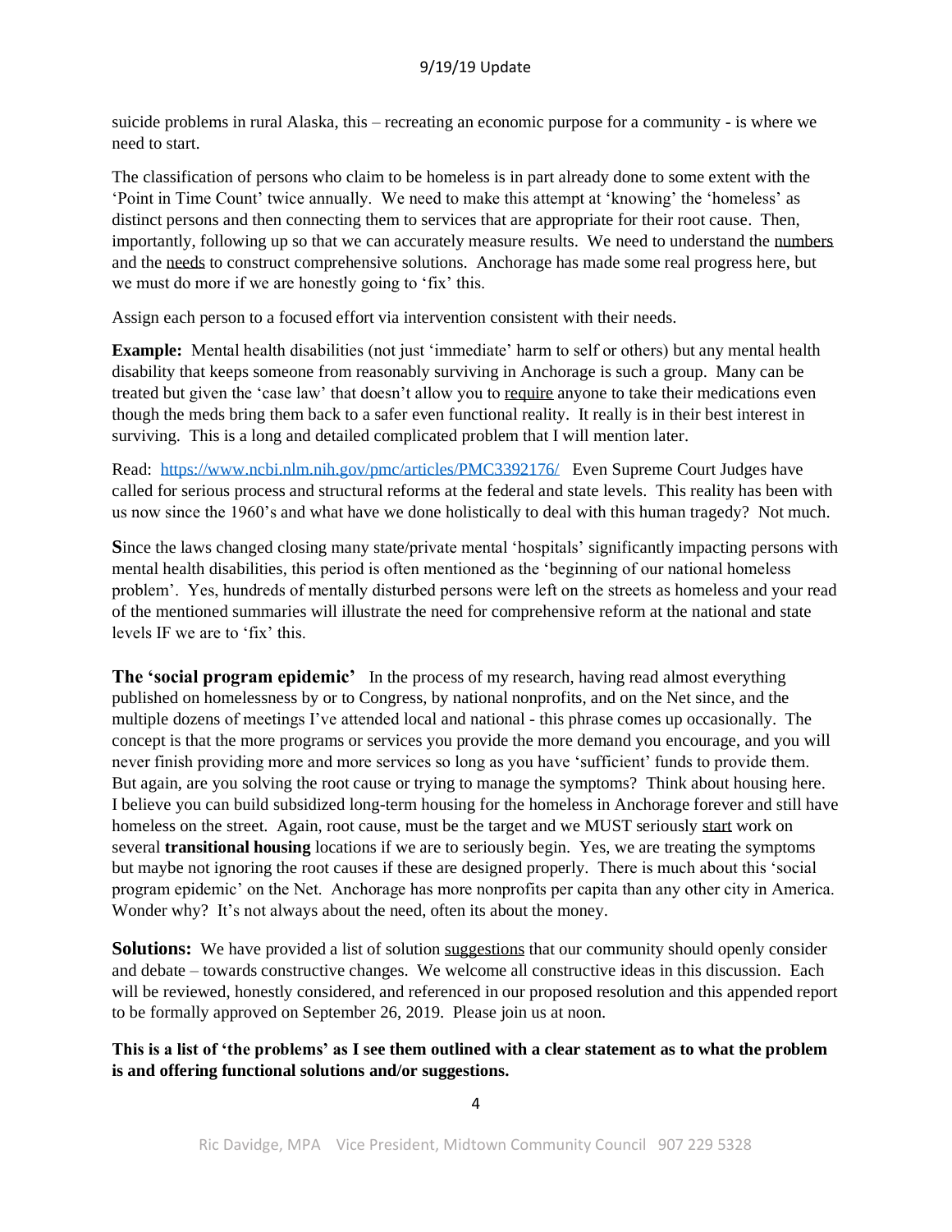suicide problems in rural Alaska, this – recreating an economic purpose for a community - is where we need to start.

The classification of persons who claim to be homeless is in part already done to some extent with the 'Point in Time Count' twice annually. We need to make this attempt at 'knowing' the 'homeless' as distinct persons and then connecting them to services that are appropriate for their root cause. Then, importantly, following up so that we can accurately measure results. We need to understand the numbers and the needs to construct comprehensive solutions. Anchorage has made some real progress here, but we must do more if we are honestly going to 'fix' this.

Assign each person to a focused effort via intervention consistent with their needs.

**Example:** Mental health disabilities (not just 'immediate' harm to self or others) but any mental health disability that keeps someone from reasonably surviving in Anchorage is such a group. Many can be treated but given the 'case law' that doesn't allow you to require anyone to take their medications even though the meds bring them back to a safer even functional reality. It really is in their best interest in surviving. This is a long and detailed complicated problem that I will mention later.

Read: https://www.ncbi.nlm.nih.gov/pmc/articles/PMC3392176/ Even Supreme Court Judges have called for serious process and structural reforms at the federal and state levels. This reality has been with us now since the 1960's and what have we done holistically to deal with this human tragedy? Not much.

**S**ince the laws changed closing many state/private mental 'hospitals' significantly impacting persons with mental health disabilities, this period is often mentioned as the 'beginning of our national homeless problem'. Yes, hundreds of mentally disturbed persons were left on the streets as homeless and your read of the mentioned summaries will illustrate the need for comprehensive reform at the national and state levels IF we are to 'fix' this.

**The 'social program epidemic'** In the process of my research, having read almost everything published on homelessness by or to Congress, by national nonprofits, and on the Net since, and the multiple dozens of meetings I've attended local and national - this phrase comes up occasionally. The concept is that the more programs or services you provide the more demand you encourage, and you will never finish providing more and more services so long as you have 'sufficient' funds to provide them. But again, are you solving the root cause or trying to manage the symptoms? Think about housing here. I believe you can build subsidized long-term housing for the homeless in Anchorage forever and still have homeless on the street. Again, root cause, must be the target and we MUST seriously start work on several **transitional housing** locations if we are to seriously begin. Yes, we are treating the symptoms but maybe not ignoring the root causes if these are designed properly. There is much about this 'social program epidemic' on the Net. Anchorage has more nonprofits per capita than any other city in America. Wonder why? It's not always about the need, often its about the money.

**Solutions:** We have provided a list of solution suggestions that our community should openly consider and debate – towards constructive changes. We welcome all constructive ideas in this discussion. Each will be reviewed, honestly considered, and referenced in our proposed resolution and this appended report to be formally approved on September 26, 2019. Please join us at noon.

**This is a list of 'the problems' as I see them outlined with a clear statement as to what the problem is and offering functional solutions and/or suggestions.**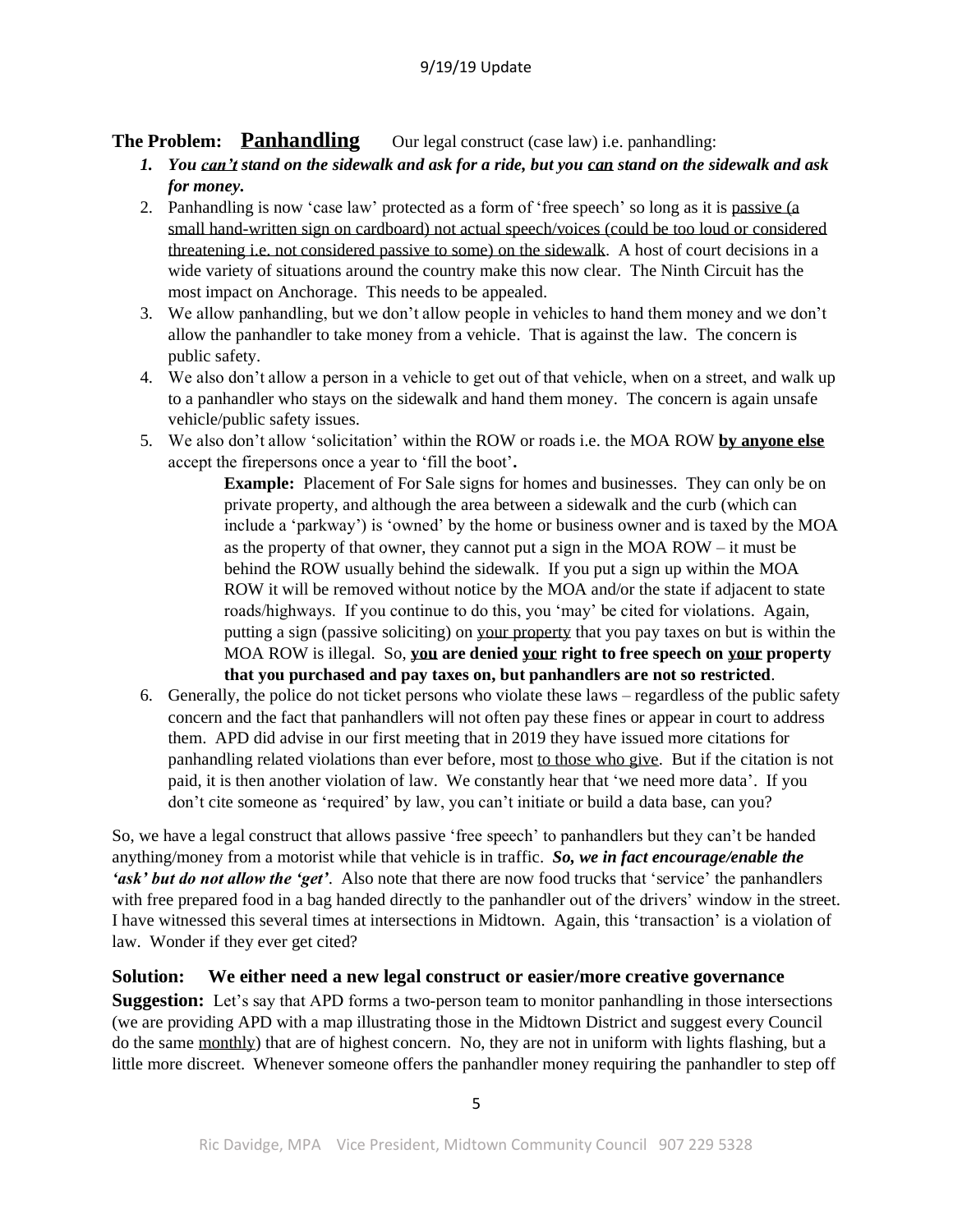**The Problem:** **Panhandling** Our legal construct (case law) i.e. panhandling:

1. ***You can't stand on the sidewalk and ask for a ride, but you can stand on the sidewalk and ask for money.***
2. Panhandling is now 'case law' protected as a form of 'free speech' so long as it is passive (a small hand-written sign on cardboard) not actual speech/voices (could be too loud or considered threatening i.e. not considered passive to some) on the sidewalk. A host of court decisions in a wide variety of situations around the country make this now clear. The Ninth Circuit has the most impact on Anchorage. This needs to be appealed.
3. We allow panhandling, but we don't allow people in vehicles to hand them money and we don't allow the panhandler to take money from a vehicle. That is against the law. The concern is public safety.
4. We also don't allow a person in a vehicle to get out of that vehicle, when on a street, and walk up to a panhandler who stays on the sidewalk and hand them money. The concern is again unsafe vehicle/public safety issues.
5. We also don't allow 'solicitation' within the ROW or roads i.e. the MOA ROW **by anyone else** accept the firepersons once a year to 'fill the boot'**.**

   **Example:** Placement of For Sale signs for homes and businesses. They can only be on private property, and although the area between a sidewalk and the curb (which can include a 'parkway') is 'owned' by the home or business owner and is taxed by the MOA as the property of that owner, they cannot put a sign in the MOA ROW – it must be behind the ROW usually behind the sidewalk. If you put a sign up within the MOA ROW it will be removed without notice by the MOA and/or the state if adjacent to state roads/highways. If you continue to do this, you 'may' be cited for violations. Again, putting a sign (passive soliciting) on your property that you pay taxes on but is within the MOA ROW is illegal. So, **you are denied your right to free speech on your property that you purchased and pay taxes on, but panhandlers are not so restricted**.
6. Generally, the police do not ticket persons who violate these laws – regardless of the public safety concern and the fact that panhandlers will not often pay these fines or appear in court to address them. APD did advise in our first meeting that in 2019 they have issued more citations for panhandling related violations than ever before, most to those who give. But if the citation is not paid, it is then another violation of law. We constantly hear that 'we need more data'. If you don't cite someone as 'required' by law, you can't initiate or build a data base, can you?

So, we have a legal construct that allows passive 'free speech' to panhandlers but they can't be handed anything/money from a motorist while that vehicle is in traffic. ***So, we in fact encourage/enable the 'ask' but do not allow the 'get'.*** Also note that there are now food trucks that 'service' the panhandlers with free prepared food in a bag handed directly to the panhandler out of the drivers' window in the street. I have witnessed this several times at intersections in Midtown. Again, this 'transaction' is a violation of law. Wonder if they ever get cited?

**Solution: We either need a new legal construct or easier/more creative governance**

**Suggestion:** Let's say that APD forms a two-person team to monitor panhandling in those intersections (we are providing APD with a map illustrating those in the Midtown District and suggest every Council do the same monthly) that are of highest concern. No, they are not in uniform with lights flashing, but a little more discreet. Whenever someone offers the panhandler money requiring the panhandler to step off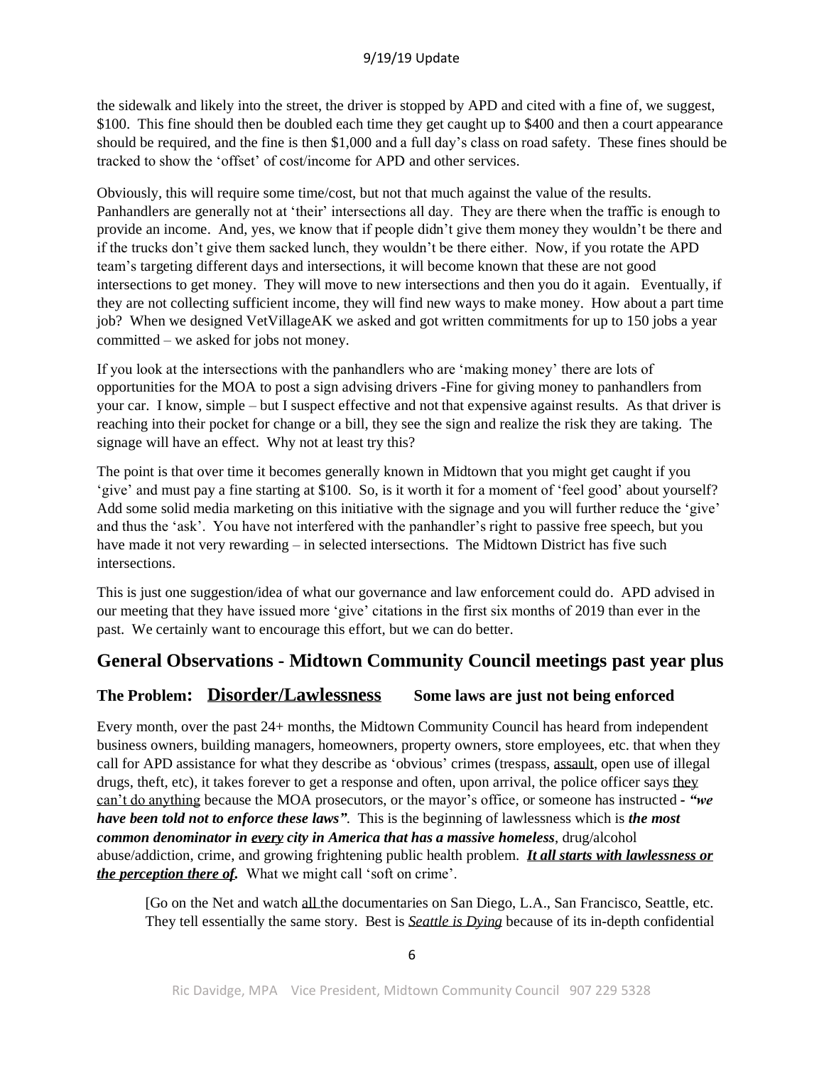the sidewalk and likely into the street, the driver is stopped by APD and cited with a fine of, we suggest, $100. This fine should then be doubled each time they get caught up to $400 and then a court appearance should be required, and the fine is then $1,000 and a full day's class on road safety. These fines should be tracked to show the 'offset' of cost/income for APD and other services.

Obviously, this will require some time/cost, but not that much against the value of the results. Panhandlers are generally not at 'their' intersections all day. They are there when the traffic is enough to provide an income. And, yes, we know that if people didn't give them money they wouldn't be there and if the trucks don't give them sacked lunch, they wouldn't be there either. Now, if you rotate the APD team's targeting different days and intersections, it will become known that these are not good intersections to get money. They will move to new intersections and then you do it again. Eventually, if they are not collecting sufficient income, they will find new ways to make money. How about a part time job? When we designed VetVillageAK we asked and got written commitments for up to 150 jobs a year committed – we asked for jobs not money.

If you look at the intersections with the panhandlers who are 'making money' there are lots of opportunities for the MOA to post a sign advising drivers -Fine for giving money to panhandlers from your car. I know, simple – but I suspect effective and not that expensive against results. As that driver is reaching into their pocket for change or a bill, they see the sign and realize the risk they are taking. The signage will have an effect. Why not at least try this?

The point is that over time it becomes generally known in Midtown that you might get caught if you 'give' and must pay a fine starting at $100. So, is it worth it for a moment of 'feel good' about yourself? Add some solid media marketing on this initiative with the signage and you will further reduce the 'give' and thus the 'ask'. You have not interfered with the panhandler's right to passive free speech, but you have made it not very rewarding – in selected intersections. The Midtown District has five such intersections.

This is just one suggestion/idea of what our governance and law enforcement could do. APD advised in our meeting that they have issued more 'give' citations in the first six months of 2019 than ever in the past. We certainly want to encourage this effort, but we can do better.

## General Observations - Midtown Community Council meetings past year plus

### The Problem: Disorder/Lawlessness Some laws are just not being enforced

Every month, over the past 24+ months, the Midtown Community Council has heard from independent business owners, building managers, homeowners, property owners, store employees, etc. that when they call for APD assistance for what they describe as 'obvious' crimes (trespass, assault, open use of illegal drugs, theft, etc), it takes forever to get a response and often, upon arrival, the police officer says they can't do anything because the MOA prosecutors, or the mayor's office, or someone has instructed - ***"we have been told not to enforce these laws"***. This is the beginning of lawlessness which is ***the most common denominator in every city in America that has a massive homeless***, drug/alcohol abuse/addiction, crime, and growing frightening public health problem. ***It all starts with lawlessness or the perception there of.*** What we might call 'soft on crime'.

[Go on the Net and watch all the documentaries on San Diego, L.A., San Francisco, Seattle, etc. They tell essentially the same story. Best is *Seattle is Dying* because of its in-depth confidential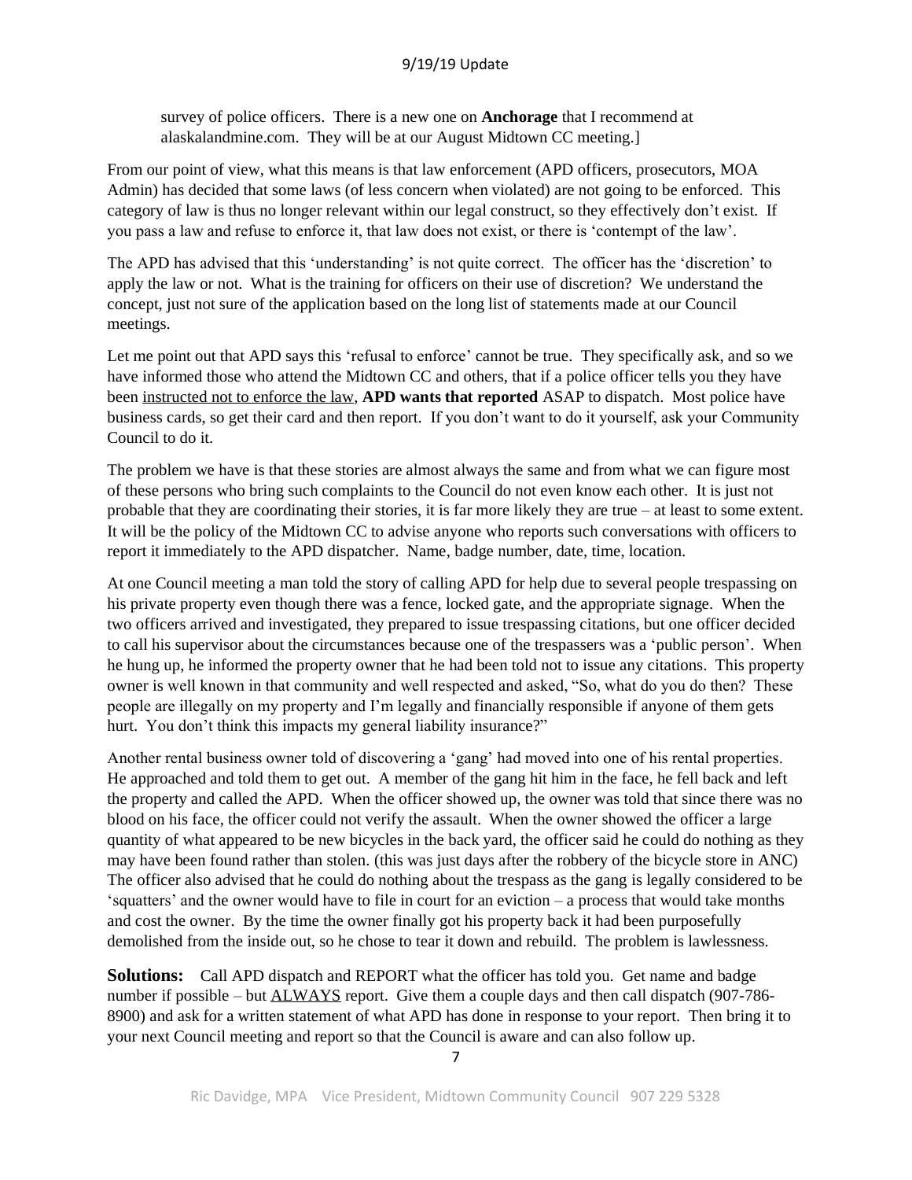survey of police officers. There is a new one on **Anchorage** that I recommend at alaskalandmine.com. They will be at our August Midtown CC meeting.]

From our point of view, what this means is that law enforcement (APD officers, prosecutors, MOA Admin) has decided that some laws (of less concern when violated) are not going to be enforced. This category of law is thus no longer relevant within our legal construct, so they effectively don't exist. If you pass a law and refuse to enforce it, that law does not exist, or there is 'contempt of the law'.

The APD has advised that this 'understanding' is not quite correct. The officer has the 'discretion' to apply the law or not. What is the training for officers on their use of discretion? We understand the concept, just not sure of the application based on the long list of statements made at our Council meetings.

Let me point out that APD says this 'refusal to enforce' cannot be true. They specifically ask, and so we have informed those who attend the Midtown CC and others, that if a police officer tells you they have been instructed not to enforce the law, **APD wants that reported** ASAP to dispatch. Most police have business cards, so get their card and then report. If you don't want to do it yourself, ask your Community Council to do it.

The problem we have is that these stories are almost always the same and from what we can figure most of these persons who bring such complaints to the Council do not even know each other. It is just not probable that they are coordinating their stories, it is far more likely they are true – at least to some extent. It will be the policy of the Midtown CC to advise anyone who reports such conversations with officers to report it immediately to the APD dispatcher. Name, badge number, date, time, location.

At one Council meeting a man told the story of calling APD for help due to several people trespassing on his private property even though there was a fence, locked gate, and the appropriate signage. When the two officers arrived and investigated, they prepared to issue trespassing citations, but one officer decided to call his supervisor about the circumstances because one of the trespassers was a 'public person'. When he hung up, he informed the property owner that he had been told not to issue any citations. This property owner is well known in that community and well respected and asked, "So, what do you do then? These people are illegally on my property and I'm legally and financially responsible if anyone of them gets hurt. You don't think this impacts my general liability insurance?"

Another rental business owner told of discovering a 'gang' had moved into one of his rental properties. He approached and told them to get out. A member of the gang hit him in the face, he fell back and left the property and called the APD. When the officer showed up, the owner was told that since there was no blood on his face, the officer could not verify the assault. When the owner showed the officer a large quantity of what appeared to be new bicycles in the back yard, the officer said he could do nothing as they may have been found rather than stolen. (this was just days after the robbery of the bicycle store in ANC) The officer also advised that he could do nothing about the trespass as the gang is legally considered to be 'squatters' and the owner would have to file in court for an eviction – a process that would take months and cost the owner. By the time the owner finally got his property back it had been purposefully demolished from the inside out, so he chose to tear it down and rebuild. The problem is lawlessness.

**Solutions:** Call APD dispatch and REPORT what the officer has told you. Get name and badge number if possible – but ALWAYS report. Give them a couple days and then call dispatch (907-786-8900) and ask for a written statement of what APD has done in response to your report. Then bring it to your next Council meeting and report so that the Council is aware and can also follow up.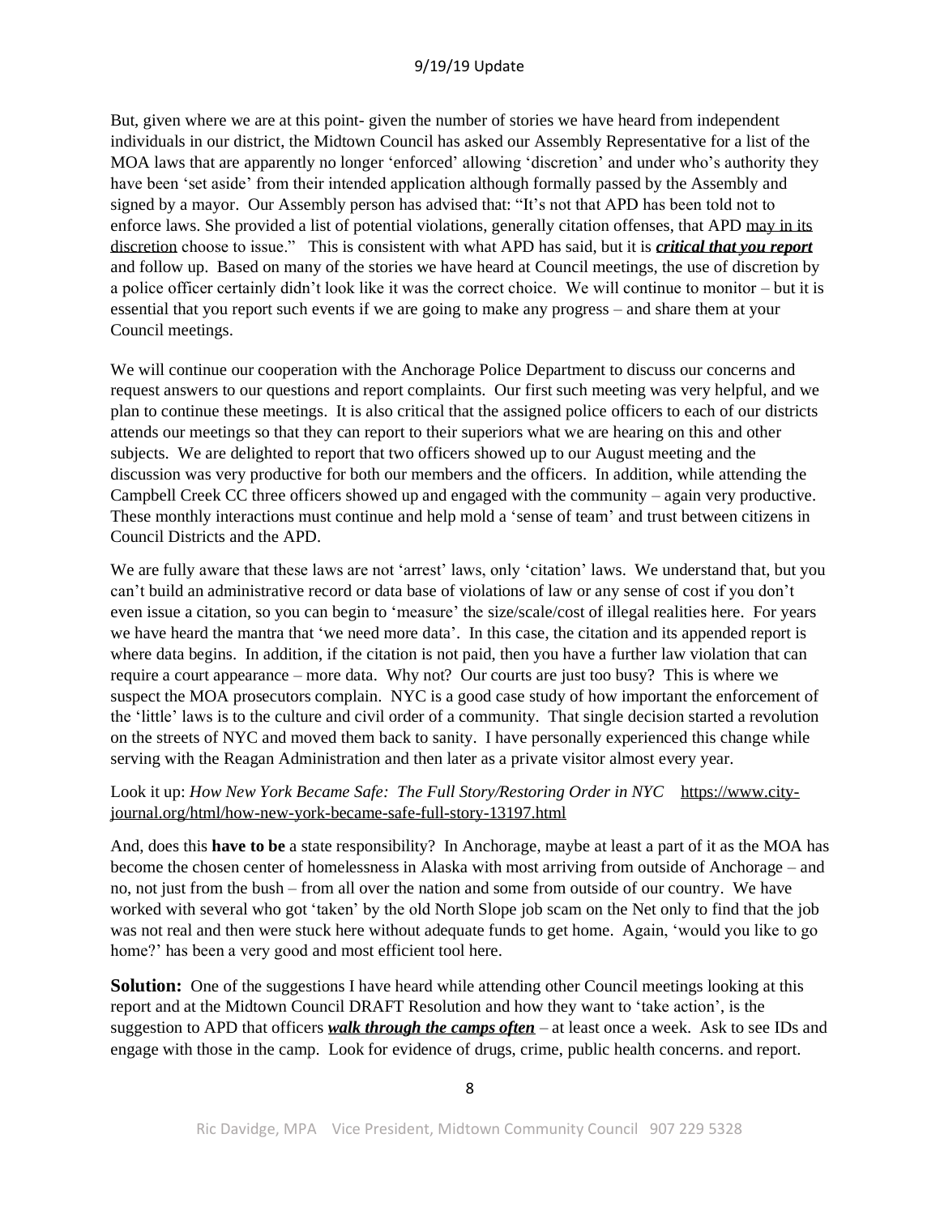But, given where we are at this point- given the number of stories we have heard from independent individuals in our district, the Midtown Council has asked our Assembly Representative for a list of the MOA laws that are apparently no longer 'enforced' allowing 'discretion' and under who's authority they have been 'set aside' from their intended application although formally passed by the Assembly and signed by a mayor. Our Assembly person has advised that: "It's not that APD has been told not to enforce laws. She provided a list of potential violations, generally citation offenses, that APD <u>may in its discretion</u> choose to issue." This is consistent with what APD has said, but it is ***<u>critical that you report</u>*** and follow up. Based on many of the stories we have heard at Council meetings, the use of discretion by a police officer certainly didn't look like it was the correct choice. We will continue to monitor – but it is essential that you report such events if we are going to make any progress – and share them at your Council meetings.

We will continue our cooperation with the Anchorage Police Department to discuss our concerns and request answers to our questions and report complaints. Our first such meeting was very helpful, and we plan to continue these meetings. It is also critical that the assigned police officers to each of our districts attends our meetings so that they can report to their superiors what we are hearing on this and other subjects. We are delighted to report that two officers showed up to our August meeting and the discussion was very productive for both our members and the officers. In addition, while attending the Campbell Creek CC three officers showed up and engaged with the community – again very productive. These monthly interactions must continue and help mold a 'sense of team' and trust between citizens in Council Districts and the APD.

We are fully aware that these laws are not 'arrest' laws, only 'citation' laws. We understand that, but you can't build an administrative record or data base of violations of law or any sense of cost if you don't even issue a citation, so you can begin to 'measure' the size/scale/cost of illegal realities here. For years we have heard the mantra that 'we need more data'. In this case, the citation and its appended report is where data begins. In addition, if the citation is not paid, then you have a further law violation that can require a court appearance – more data. Why not? Our courts are just too busy? This is where we suspect the MOA prosecutors complain. NYC is a good case study of how important the enforcement of the 'little' laws is to the culture and civil order of a community. That single decision started a revolution on the streets of NYC and moved them back to sanity. I have personally experienced this change while serving with the Reagan Administration and then later as a private visitor almost every year.

Look it up: *How New York Became Safe: The Full Story/Restoring Order in NYC* https://www.city-journal.org/html/how-new-york-became-safe-full-story-13197.html

And, does this **have to be** a state responsibility? In Anchorage, maybe at least a part of it as the MOA has become the chosen center of homelessness in Alaska with most arriving from outside of Anchorage – and no, not just from the bush – from all over the nation and some from outside of our country. We have worked with several who got 'taken' by the old North Slope job scam on the Net only to find that the job was not real and then were stuck here without adequate funds to get home. Again, 'would you like to go home?' has been a very good and most efficient tool here.

**Solution:** One of the suggestions I have heard while attending other Council meetings looking at this report and at the Midtown Council DRAFT Resolution and how they want to 'take action', is the suggestion to APD that officers ***<u>walk through the camps often</u>*** – at least once a week. Ask to see IDs and engage with those in the camp. Look for evidence of drugs, crime, public health concerns. and report.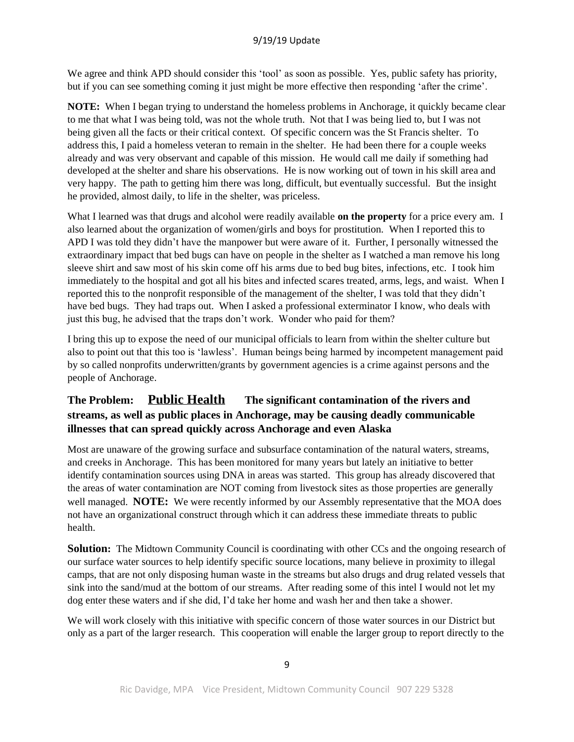We agree and think APD should consider this 'tool' as soon as possible. Yes, public safety has priority, but if you can see something coming it just might be more effective then responding 'after the crime'.

**NOTE:** When I began trying to understand the homeless problems in Anchorage, it quickly became clear to me that what I was being told, was not the whole truth. Not that I was being lied to, but I was not being given all the facts or their critical context. Of specific concern was the St Francis shelter. To address this, I paid a homeless veteran to remain in the shelter. He had been there for a couple weeks already and was very observant and capable of this mission. He would call me daily if something had developed at the shelter and share his observations. He is now working out of town in his skill area and very happy. The path to getting him there was long, difficult, but eventually successful. But the insight he provided, almost daily, to life in the shelter, was priceless.

What I learned was that drugs and alcohol were readily available **on the property** for a price every am. I also learned about the organization of women/girls and boys for prostitution. When I reported this to APD I was told they didn't have the manpower but were aware of it. Further, I personally witnessed the extraordinary impact that bed bugs can have on people in the shelter as I watched a man remove his long sleeve shirt and saw most of his skin come off his arms due to bed bug bites, infections, etc. I took him immediately to the hospital and got all his bites and infected scares treated, arms, legs, and waist. When I reported this to the nonprofit responsible of the management of the shelter, I was told that they didn't have bed bugs. They had traps out. When I asked a professional exterminator I know, who deals with just this bug, he advised that the traps don't work. Wonder who paid for them?

I bring this up to expose the need of our municipal officials to learn from within the shelter culture but also to point out that this too is 'lawless'. Human beings being harmed by incompetent management paid by so called nonprofits underwritten/grants by government agencies is a crime against persons and the people of Anchorage.

## The Problem: <u>Public Health</u> The significant contamination of the rivers and streams, as well as public places in Anchorage, may be causing deadly communicable illnesses that can spread quickly across Anchorage and even Alaska

Most are unaware of the growing surface and subsurface contamination of the natural waters, streams, and creeks in Anchorage. This has been monitored for many years but lately an initiative to better identify contamination sources using DNA in areas was started. This group has already discovered that the areas of water contamination are NOT coming from livestock sites as those properties are generally well managed. **NOTE:** We were recently informed by our Assembly representative that the MOA does not have an organizational construct through which it can address these immediate threats to public health.

**Solution:** The Midtown Community Council is coordinating with other CCs and the ongoing research of our surface water sources to help identify specific source locations, many believe in proximity to illegal camps, that are not only disposing human waste in the streams but also drugs and drug related vessels that sink into the sand/mud at the bottom of our streams. After reading some of this intel I would not let my dog enter these waters and if she did, I'd take her home and wash her and then take a shower.

We will work closely with this initiative with specific concern of those water sources in our District but only as a part of the larger research. This cooperation will enable the larger group to report directly to the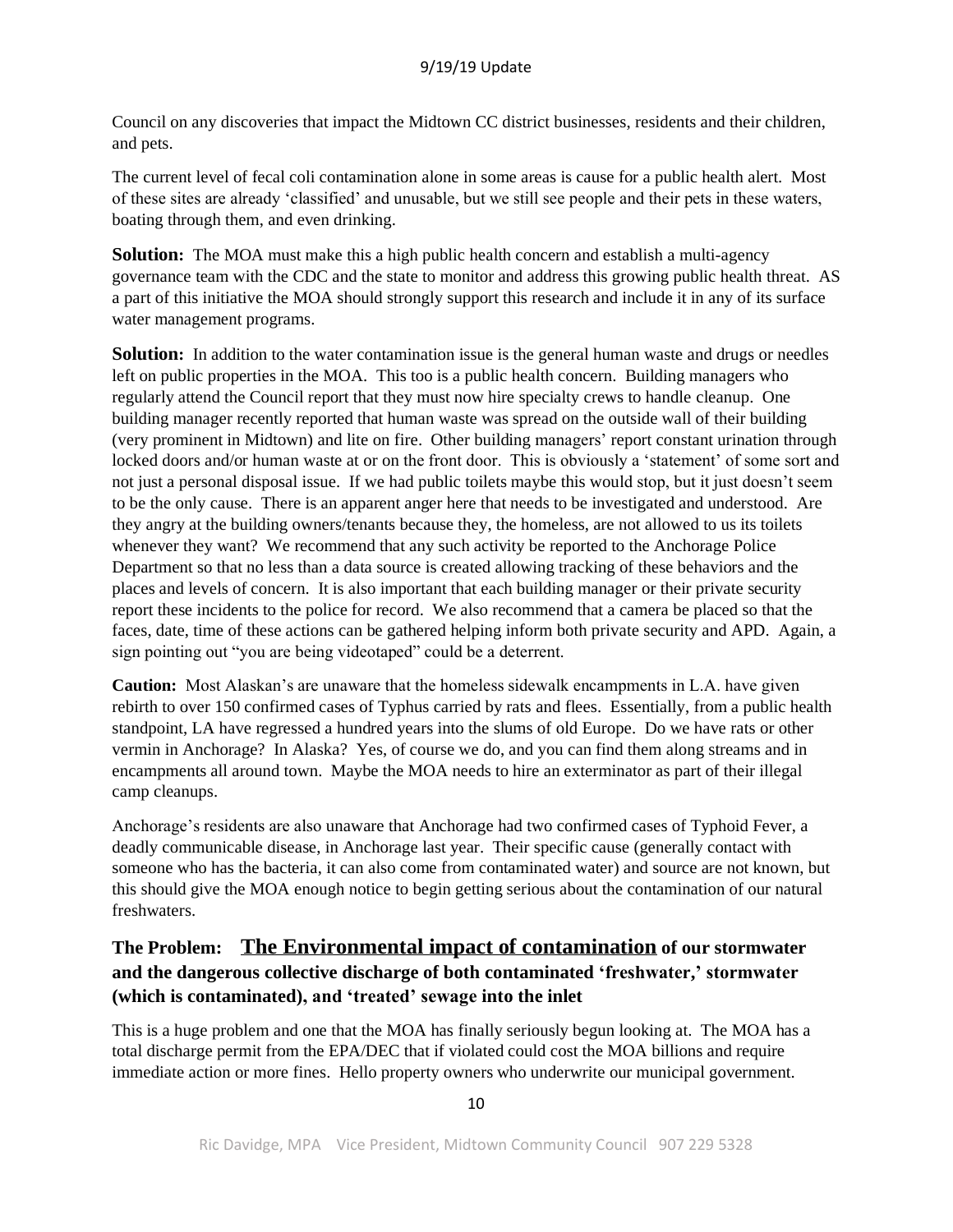Council on any discoveries that impact the Midtown CC district businesses, residents and their children, and pets.

The current level of fecal coli contamination alone in some areas is cause for a public health alert. Most of these sites are already 'classified' and unusable, but we still see people and their pets in these waters, boating through them, and even drinking.

**Solution:** The MOA must make this a high public health concern and establish a multi-agency governance team with the CDC and the state to monitor and address this growing public health threat. AS a part of this initiative the MOA should strongly support this research and include it in any of its surface water management programs.

**Solution:** In addition to the water contamination issue is the general human waste and drugs or needles left on public properties in the MOA. This too is a public health concern. Building managers who regularly attend the Council report that they must now hire specialty crews to handle cleanup. One building manager recently reported that human waste was spread on the outside wall of their building (very prominent in Midtown) and lite on fire. Other building managers' report constant urination through locked doors and/or human waste at or on the front door. This is obviously a 'statement' of some sort and not just a personal disposal issue. If we had public toilets maybe this would stop, but it just doesn't seem to be the only cause. There is an apparent anger here that needs to be investigated and understood. Are they angry at the building owners/tenants because they, the homeless, are not allowed to us its toilets whenever they want? We recommend that any such activity be reported to the Anchorage Police Department so that no less than a data source is created allowing tracking of these behaviors and the places and levels of concern. It is also important that each building manager or their private security report these incidents to the police for record. We also recommend that a camera be placed so that the faces, date, time of these actions can be gathered helping inform both private security and APD. Again, a sign pointing out "you are being videotaped" could be a deterrent.

**Caution:** Most Alaskan's are unaware that the homeless sidewalk encampments in L.A. have given rebirth to over 150 confirmed cases of Typhus carried by rats and flees. Essentially, from a public health standpoint, LA have regressed a hundred years into the slums of old Europe. Do we have rats or other vermin in Anchorage? In Alaska? Yes, of course we do, and you can find them along streams and in encampments all around town. Maybe the MOA needs to hire an exterminator as part of their illegal camp cleanups.

Anchorage's residents are also unaware that Anchorage had two confirmed cases of Typhoid Fever, a deadly communicable disease, in Anchorage last year. Their specific cause (generally contact with someone who has the bacteria, it can also come from contaminated water) and source are not known, but this should give the MOA enough notice to begin getting serious about the contamination of our natural freshwaters.

## The Problem: <u>The Environmental impact of contamination</u> of our stormwater and the dangerous collective discharge of both contaminated 'freshwater,' stormwater (which is contaminated), and 'treated' sewage into the inlet

This is a huge problem and one that the MOA has finally seriously begun looking at. The MOA has a total discharge permit from the EPA/DEC that if violated could cost the MOA billions and require immediate action or more fines. Hello property owners who underwrite our municipal government.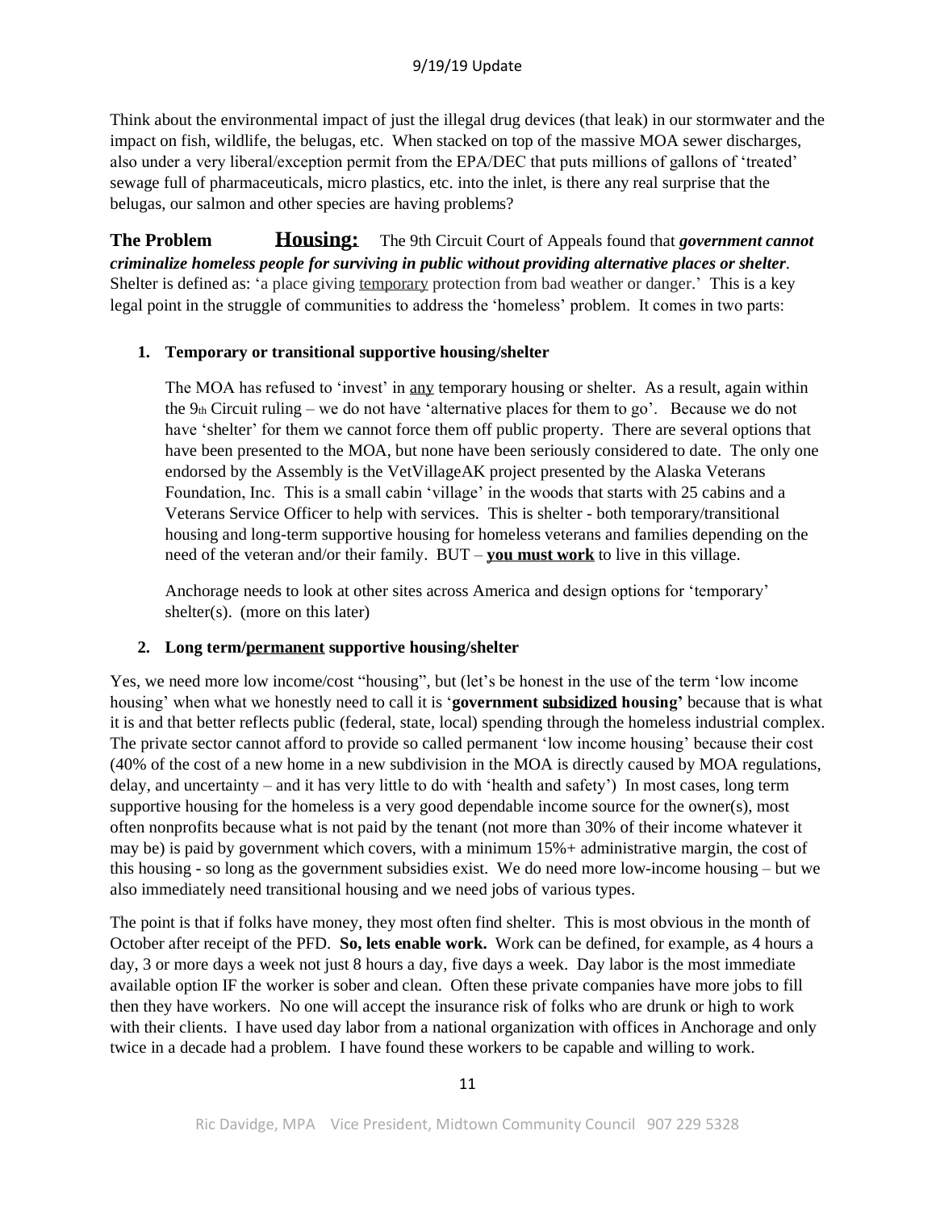Think about the environmental impact of just the illegal drug devices (that leak) in our stormwater and the impact on fish, wildlife, the belugas, etc. When stacked on top of the massive MOA sewer discharges, also under a very liberal/exception permit from the EPA/DEC that puts millions of gallons of 'treated' sewage full of pharmaceuticals, micro plastics, etc. into the inlet, is there any real surprise that the belugas, our salmon and other species are having problems?

**The Problem** **<u>Housing:</u>** The 9th Circuit Court of Appeals found that ***government cannot criminalize homeless people for surviving in public without providing alternative places or shelter***. Shelter is defined as: 'a place giving <u>temporary</u> protection from bad weather or danger.' This is a key legal point in the struggle of communities to address the 'homeless' problem. It comes in two parts:

1. **Temporary or transitional supportive housing/shelter**

   The MOA has refused to 'invest' in <u>any</u> temporary housing or shelter. As a result, again within the 9th Circuit ruling – we do not have 'alternative places for them to go'. Because we do not have 'shelter' for them we cannot force them off public property. There are several options that have been presented to the MOA, but none have been seriously considered to date. The only one endorsed by the Assembly is the VetVillageAK project presented by the Alaska Veterans Foundation, Inc. This is a small cabin 'village' in the woods that starts with 25 cabins and a Veterans Service Officer to help with services. This is shelter - both temporary/transitional housing and long-term supportive housing for homeless veterans and families depending on the need of the veteran and/or their family. BUT – **<u>you must work</u>** to live in this village.

   Anchorage needs to look at other sites across America and design options for 'temporary' shelter(s). (more on this later)

2. **Long term/<u>permanent</u> supportive housing/shelter**

Yes, we need more low income/cost "housing", but (let's be honest in the use of the term 'low income housing' when what we honestly need to call it is '**government <u>subsidized</u> housing'** because that is what it is and that better reflects public (federal, state, local) spending through the homeless industrial complex. The private sector cannot afford to provide so called permanent 'low income housing' because their cost (40% of the cost of a new home in a new subdivision in the MOA is directly caused by MOA regulations, delay, and uncertainty – and it has very little to do with 'health and safety') In most cases, long term supportive housing for the homeless is a very good dependable income source for the owner(s), most often nonprofits because what is not paid by the tenant (not more than 30% of their income whatever it may be) is paid by government which covers, with a minimum 15%+ administrative margin, the cost of this housing - so long as the government subsidies exist. We do need more low-income housing – but we also immediately need transitional housing and we need jobs of various types.

The point is that if folks have money, they most often find shelter. This is most obvious in the month of October after receipt of the PFD. **So, lets enable work.** Work can be defined, for example, as 4 hours a day, 3 or more days a week not just 8 hours a day, five days a week. Day labor is the most immediate available option IF the worker is sober and clean. Often these private companies have more jobs to fill then they have workers. No one will accept the insurance risk of folks who are drunk or high to work with their clients. I have used day labor from a national organization with offices in Anchorage and only twice in a decade had a problem. I have found these workers to be capable and willing to work.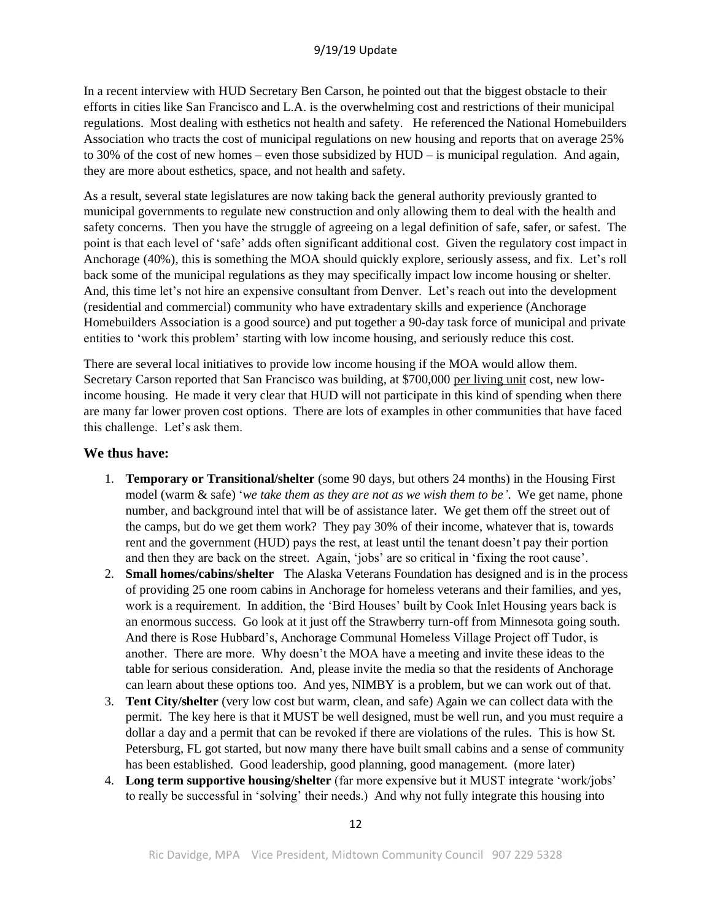In a recent interview with HUD Secretary Ben Carson, he pointed out that the biggest obstacle to their efforts in cities like San Francisco and L.A. is the overwhelming cost and restrictions of their municipal regulations. Most dealing with esthetics not health and safety. He referenced the National Homebuilders Association who tracts the cost of municipal regulations on new housing and reports that on average 25% to 30% of the cost of new homes – even those subsidized by HUD – is municipal regulation. And again, they are more about esthetics, space, and not health and safety.

As a result, several state legislatures are now taking back the general authority previously granted to municipal governments to regulate new construction and only allowing them to deal with the health and safety concerns. Then you have the struggle of agreeing on a legal definition of safe, safer, or safest. The point is that each level of 'safe' adds often significant additional cost. Given the regulatory cost impact in Anchorage (40%), this is something the MOA should quickly explore, seriously assess, and fix. Let's roll back some of the municipal regulations as they may specifically impact low income housing or shelter. And, this time let's not hire an expensive consultant from Denver. Let's reach out into the development (residential and commercial) community who have extradentary skills and experience (Anchorage Homebuilders Association is a good source) and put together a 90-day task force of municipal and private entities to 'work this problem' starting with low income housing, and seriously reduce this cost.

There are several local initiatives to provide low income housing if the MOA would allow them. Secretary Carson reported that San Francisco was building, at $700,000 <u>per living unit</u> cost, new low-income housing. He made it very clear that HUD will not participate in this kind of spending when there are many far lower proven cost options. There are lots of examples in other communities that have faced this challenge. Let's ask them.

### We thus have:

1. **Temporary or Transitional/shelter** (some 90 days, but others 24 months) in the Housing First model (warm & safe) '*we take them as they are not as we wish them to be'*. We get name, phone number, and background intel that will be of assistance later. We get them off the street out of the camps, but do we get them work? They pay 30% of their income, whatever that is, towards rent and the government (HUD) pays the rest, at least until the tenant doesn't pay their portion and then they are back on the street. Again, 'jobs' are so critical in 'fixing the root cause'.
2. **Small homes/cabins/shelter** The Alaska Veterans Foundation has designed and is in the process of providing 25 one room cabins in Anchorage for homeless veterans and their families, and yes, work is a requirement. In addition, the 'Bird Houses' built by Cook Inlet Housing years back is an enormous success. Go look at it just off the Strawberry turn-off from Minnesota going south. And there is Rose Hubbard's, Anchorage Communal Homeless Village Project off Tudor, is another. There are more. Why doesn't the MOA have a meeting and invite these ideas to the table for serious consideration. And, please invite the media so that the residents of Anchorage can learn about these options too. And yes, NIMBY is a problem, but we can work out of that.
3. **Tent City/shelter** (very low cost but warm, clean, and safe) Again we can collect data with the permit. The key here is that it MUST be well designed, must be well run, and you must require a dollar a day and a permit that can be revoked if there are violations of the rules. This is how St. Petersburg, FL got started, but now many there have built small cabins and a sense of community has been established. Good leadership, good planning, good management. (more later)
4. **Long term supportive housing/shelter** (far more expensive but it MUST integrate 'work/jobs' to really be successful in 'solving' their needs.) And why not fully integrate this housing into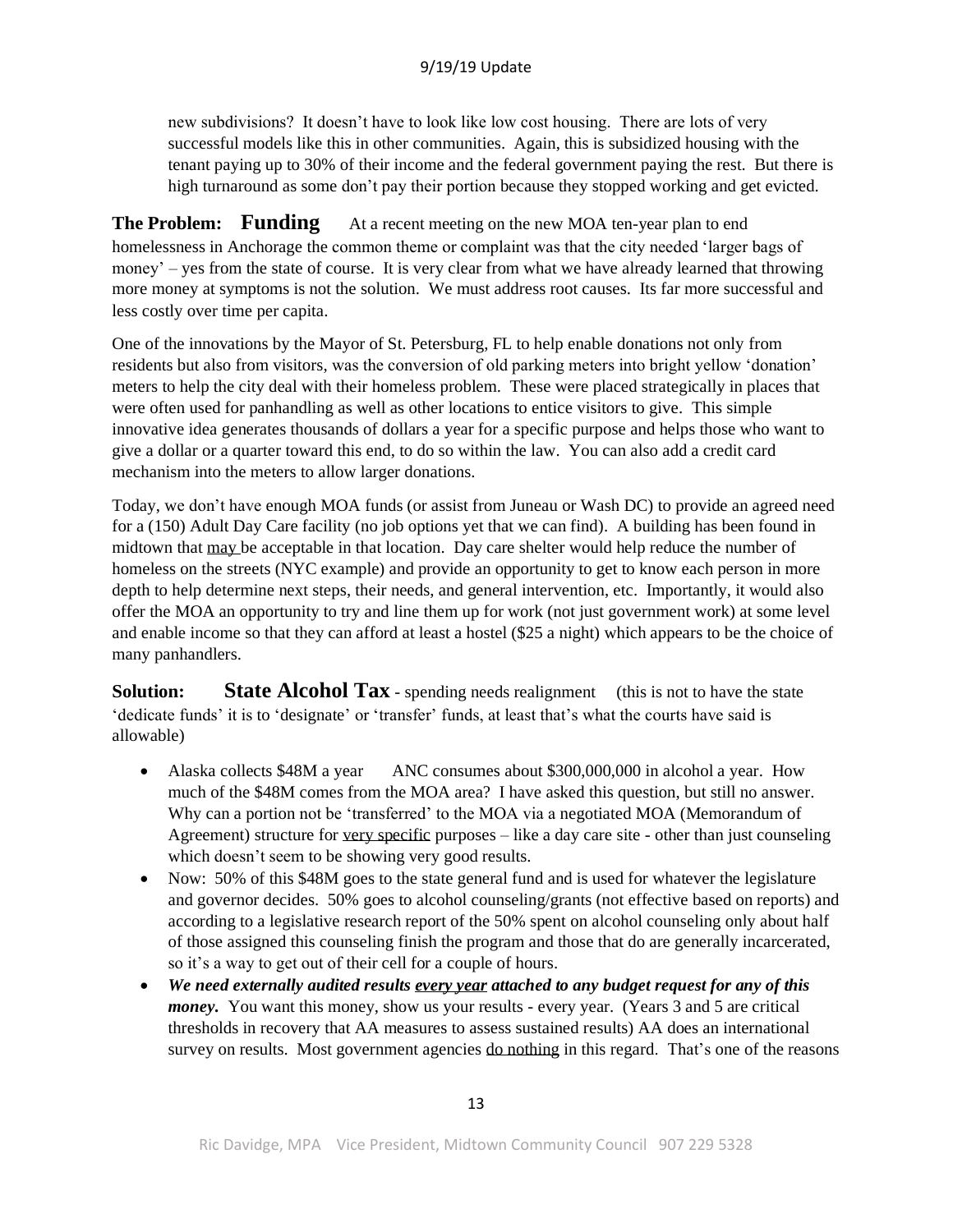new subdivisions? It doesn't have to look like low cost housing. There are lots of very successful models like this in other communities. Again, this is subsidized housing with the tenant paying up to 30% of their income and the federal government paying the rest. But there is high turnaround as some don't pay their portion because they stopped working and get evicted.

**The Problem: Funding** At a recent meeting on the new MOA ten-year plan to end homelessness in Anchorage the common theme or complaint was that the city needed 'larger bags of money' – yes from the state of course. It is very clear from what we have already learned that throwing more money at symptoms is not the solution. We must address root causes. Its far more successful and less costly over time per capita.

One of the innovations by the Mayor of St. Petersburg, FL to help enable donations not only from residents but also from visitors, was the conversion of old parking meters into bright yellow 'donation' meters to help the city deal with their homeless problem. These were placed strategically in places that were often used for panhandling as well as other locations to entice visitors to give. This simple innovative idea generates thousands of dollars a year for a specific purpose and helps those who want to give a dollar or a quarter toward this end, to do so within the law. You can also add a credit card mechanism into the meters to allow larger donations.

Today, we don't have enough MOA funds (or assist from Juneau or Wash DC) to provide an agreed need for a (150) Adult Day Care facility (no job options yet that we can find). A building has been found in midtown that <u>may</u> be acceptable in that location. Day care shelter would help reduce the number of homeless on the streets (NYC example) and provide an opportunity to get to know each person in more depth to help determine next steps, their needs, and general intervention, etc. Importantly, it would also offer the MOA an opportunity to try and line them up for work (not just government work) at some level and enable income so that they can afford at least a hostel ($25 a night) which appears to be the choice of many panhandlers.

**Solution: State Alcohol Tax** - spending needs realignment (this is not to have the state 'dedicate funds' it is to 'designate' or 'transfer' funds, at least that's what the courts have said is allowable)

- Alaska collects $48M a year ANC consumes about $300,000,000 in alcohol a year. How much of the $48M comes from the MOA area? I have asked this question, but still no answer. Why can a portion not be 'transferred' to the MOA via a negotiated MOA (Memorandum of Agreement) structure for <u>very specific</u> purposes – like a day care site - other than just counseling which doesn't seem to be showing very good results.
- Now: 50% of this $48M goes to the state general fund and is used for whatever the legislature and governor decides. 50% goes to alcohol counseling/grants (not effective based on reports) and according to a legislative research report of the 50% spent on alcohol counseling only about half of those assigned this counseling finish the program and those that do are generally incarcerated, so it's a way to get out of their cell for a couple of hours.
- ***We need externally audited results <u>every year</u> attached to any budget request for any of this money.*** You want this money, show us your results - every year. (Years 3 and 5 are critical thresholds in recovery that AA measures to assess sustained results) AA does an international survey on results. Most government agencies <u>do nothing</u> in this regard. That's one of the reasons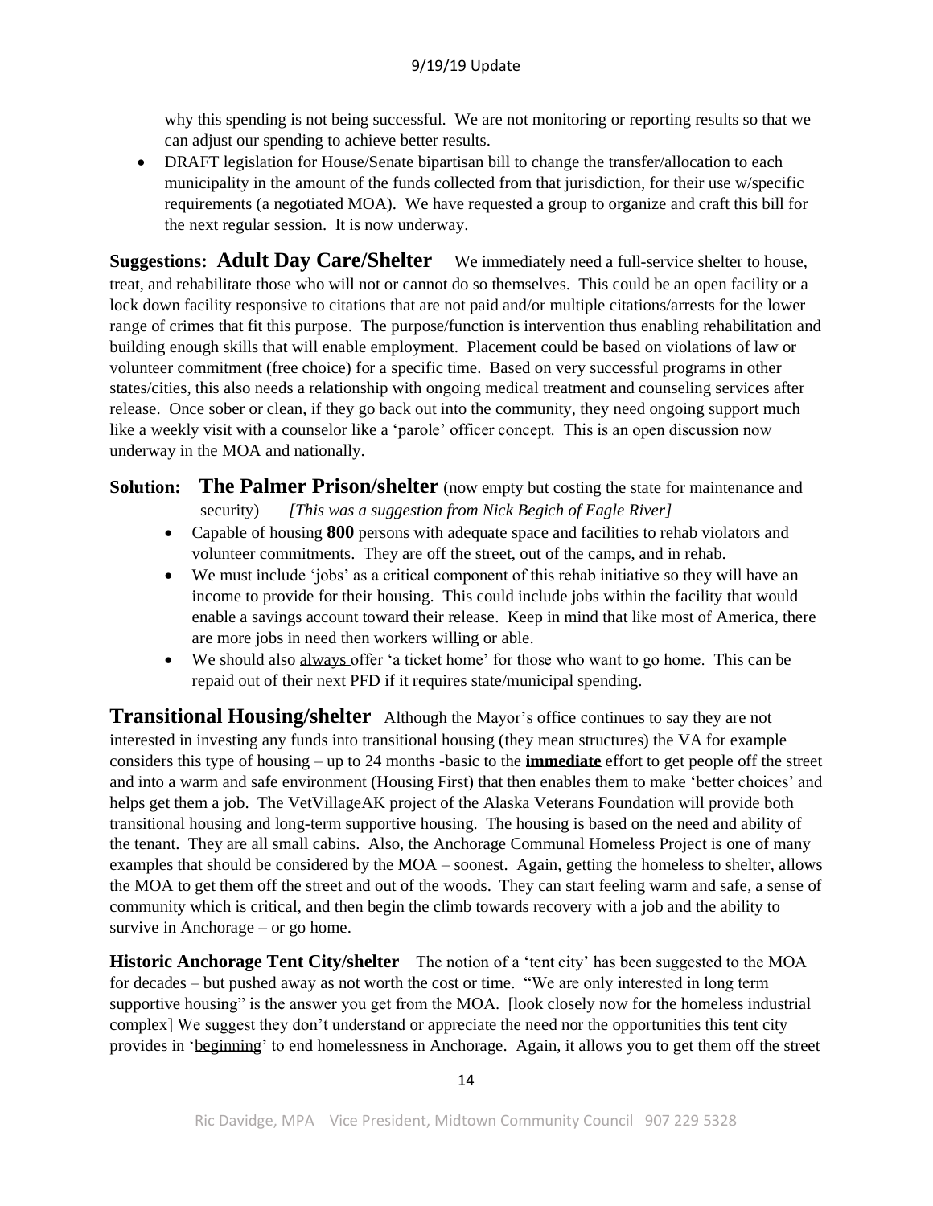why this spending is not being successful. We are not monitoring or reporting results so that we can adjust our spending to achieve better results.

- DRAFT legislation for House/Senate bipartisan bill to change the transfer/allocation to each municipality in the amount of the funds collected from that jurisdiction, for their use w/specific requirements (a negotiated MOA). We have requested a group to organize and craft this bill for the next regular session. It is now underway.

**Suggestions: Adult Day Care/Shelter** We immediately need a full-service shelter to house, treat, and rehabilitate those who will not or cannot do so themselves. This could be an open facility or a lock down facility responsive to citations that are not paid and/or multiple citations/arrests for the lower range of crimes that fit this purpose. The purpose/function is intervention thus enabling rehabilitation and building enough skills that will enable employment. Placement could be based on violations of law or volunteer commitment (free choice) for a specific time. Based on very successful programs in other states/cities, this also needs a relationship with ongoing medical treatment and counseling services after release. Once sober or clean, if they go back out into the community, they need ongoing support much like a weekly visit with a counselor like a 'parole' officer concept. This is an open discussion now underway in the MOA and nationally.

**Solution: The Palmer Prison/shelter** (now empty but costing the state for maintenance and security) *[This was a suggestion from Nick Begich of Eagle River]*

- Capable of housing **800** persons with adequate space and facilities to rehab violators and volunteer commitments. They are off the street, out of the camps, and in rehab.
- We must include 'jobs' as a critical component of this rehab initiative so they will have an income to provide for their housing. This could include jobs within the facility that would enable a savings account toward their release. Keep in mind that like most of America, there are more jobs in need then workers willing or able.
- We should also always offer 'a ticket home' for those who want to go home. This can be repaid out of their next PFD if it requires state/municipal spending.

**Transitional Housing/shelter** Although the Mayor's office continues to say they are not interested in investing any funds into transitional housing (they mean structures) the VA for example considers this type of housing – up to 24 months -basic to the **immediate** effort to get people off the street and into a warm and safe environment (Housing First) that then enables them to make 'better choices' and helps get them a job. The VetVillageAK project of the Alaska Veterans Foundation will provide both transitional housing and long-term supportive housing. The housing is based on the need and ability of the tenant. They are all small cabins. Also, the Anchorage Communal Homeless Project is one of many examples that should be considered by the MOA – soonest. Again, getting the homeless to shelter, allows the MOA to get them off the street and out of the woods. They can start feeling warm and safe, a sense of community which is critical, and then begin the climb towards recovery with a job and the ability to survive in Anchorage – or go home.

**Historic Anchorage Tent City/shelter** The notion of a 'tent city' has been suggested to the MOA for decades – but pushed away as not worth the cost or time. "We are only interested in long term supportive housing" is the answer you get from the MOA. [look closely now for the homeless industrial complex] We suggest they don't understand or appreciate the need nor the opportunities this tent city provides in 'beginning' to end homelessness in Anchorage. Again, it allows you to get them off the street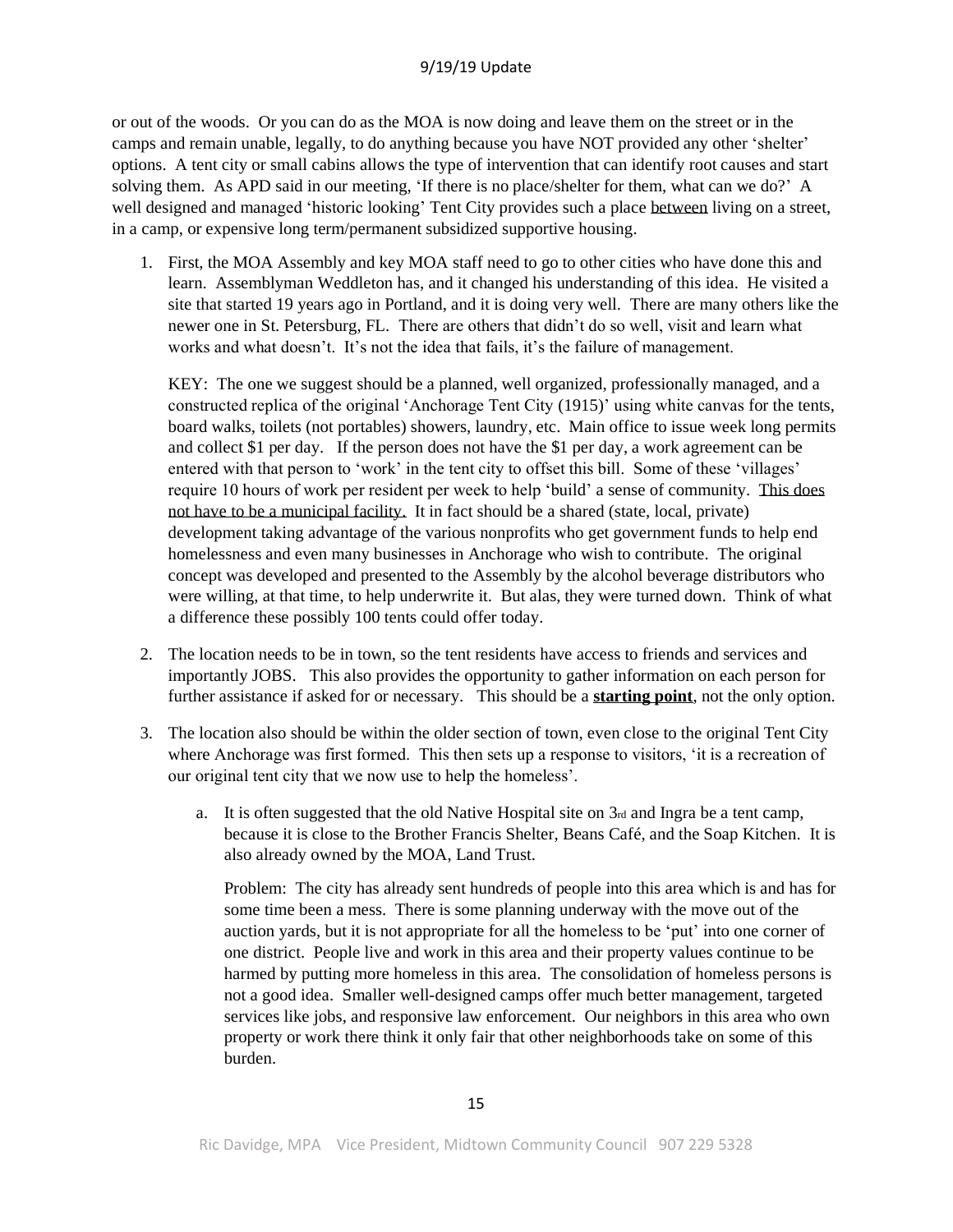or out of the woods. Or you can do as the MOA is now doing and leave them on the street or in the camps and remain unable, legally, to do anything because you have NOT provided any other 'shelter' options. A tent city or small cabins allows the type of intervention that can identify root causes and start solving them. As APD said in our meeting, 'If there is no place/shelter for them, what can we do?' A well designed and managed 'historic looking' Tent City provides such a place <u>between</u> living on a street, in a camp, or expensive long term/permanent subsidized supportive housing.

1. First, the MOA Assembly and key MOA staff need to go to other cities who have done this and learn. Assemblyman Weddleton has, and it changed his understanding of this idea. He visited a site that started 19 years ago in Portland, and it is doing very well. There are many others like the newer one in St. Petersburg, FL. There are others that didn't do so well, visit and learn what works and what doesn't. It's not the idea that fails, it's the failure of management.

   KEY: The one we suggest should be a planned, well organized, professionally managed, and a constructed replica of the original 'Anchorage Tent City (1915)' using white canvas for the tents, board walks, toilets (not portables) showers, laundry, etc. Main office to issue week long permits and collect $1 per day. If the person does not have the $1 per day, a work agreement can be entered with that person to 'work' in the tent city to offset this bill. Some of these 'villages' require 10 hours of work per resident per week to help 'build' a sense of community. <u>This does not have to be a municipal facility.</u> It in fact should be a shared (state, local, private) development taking advantage of the various nonprofits who get government funds to help end homelessness and even many businesses in Anchorage who wish to contribute. The original concept was developed and presented to the Assembly by the alcohol beverage distributors who were willing, at that time, to help underwrite it. But alas, they were turned down. Think of what a difference these possibly 100 tents could offer today.

2. The location needs to be in town, so the tent residents have access to friends and services and importantly JOBS. This also provides the opportunity to gather information on each person for further assistance if asked for or necessary. This should be a <u>**starting point**</u>, not the only option.

3. The location also should be within the older section of town, even close to the original Tent City where Anchorage was first formed. This then sets up a response to visitors, 'it is a recreation of our original tent city that we now use to help the homeless'.

   a. It is often suggested that the old Native Hospital site on 3rd and Ingra be a tent camp, because it is close to the Brother Francis Shelter, Beans Café, and the Soap Kitchen. It is also already owned by the MOA, Land Trust.

      Problem: The city has already sent hundreds of people into this area which is and has for some time been a mess. There is some planning underway with the move out of the auction yards, but it is not appropriate for all the homeless to be 'put' into one corner of one district. People live and work in this area and their property values continue to be harmed by putting more homeless in this area. The consolidation of homeless persons is not a good idea. Smaller well-designed camps offer much better management, targeted services like jobs, and responsive law enforcement. Our neighbors in this area who own property or work there think it only fair that other neighborhoods take on some of this burden.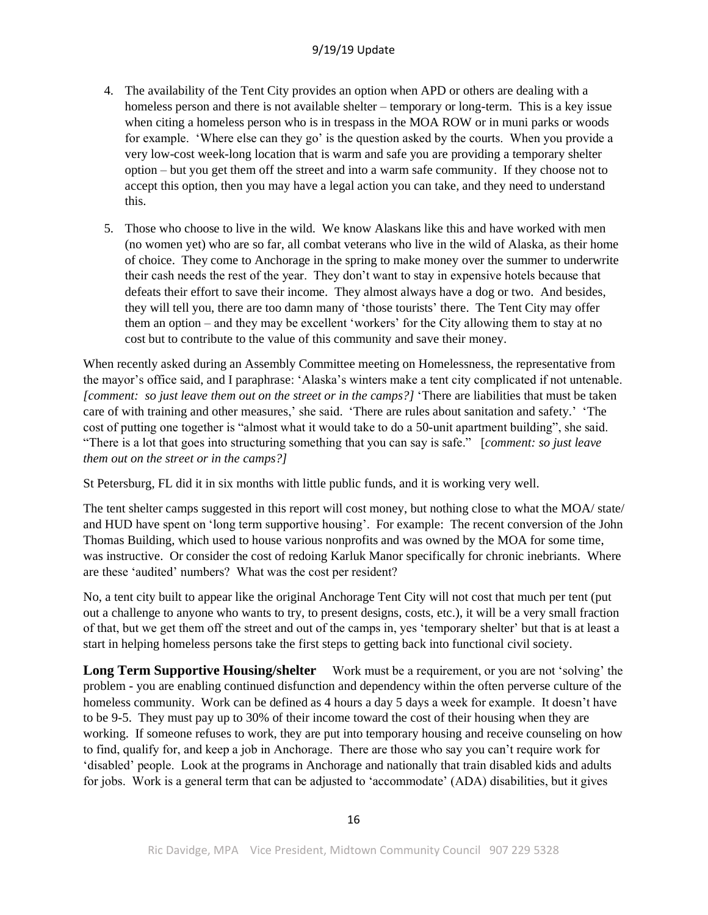4. The availability of the Tent City provides an option when APD or others are dealing with a homeless person and there is not available shelter – temporary or long-term. This is a key issue when citing a homeless person who is in trespass in the MOA ROW or in muni parks or woods for example. 'Where else can they go' is the question asked by the courts. When you provide a very low-cost week-long location that is warm and safe you are providing a temporary shelter option – but you get them off the street and into a warm safe community. If they choose not to accept this option, then you may have a legal action you can take, and they need to understand this.

5. Those who choose to live in the wild. We know Alaskans like this and have worked with men (no women yet) who are so far, all combat veterans who live in the wild of Alaska, as their home of choice. They come to Anchorage in the spring to make money over the summer to underwrite their cash needs the rest of the year. They don't want to stay in expensive hotels because that defeats their effort to save their income. They almost always have a dog or two. And besides, they will tell you, there are too damn many of 'those tourists' there. The Tent City may offer them an option – and they may be excellent 'workers' for the City allowing them to stay at no cost but to contribute to the value of this community and save their money.

When recently asked during an Assembly Committee meeting on Homelessness, the representative from the mayor's office said, and I paraphrase: 'Alaska's winters make a tent city complicated if not untenable. *[comment: so just leave them out on the street or in the camps?]* 'There are liabilities that must be taken care of with training and other measures,' she said. 'There are rules about sanitation and safety.' 'The cost of putting one together is "almost what it would take to do a 50-unit apartment building", she said. "There is a lot that goes into structuring something that you can say is safe." [*comment: so just leave them out on the street or in the camps?]*

St Petersburg, FL did it in six months with little public funds, and it is working very well.

The tent shelter camps suggested in this report will cost money, but nothing close to what the MOA/ state/ and HUD have spent on 'long term supportive housing'. For example: The recent conversion of the John Thomas Building, which used to house various nonprofits and was owned by the MOA for some time, was instructive. Or consider the cost of redoing Karluk Manor specifically for chronic inebriants. Where are these 'audited' numbers? What was the cost per resident?

No, a tent city built to appear like the original Anchorage Tent City will not cost that much per tent (put out a challenge to anyone who wants to try, to present designs, costs, etc.), it will be a very small fraction of that, but we get them off the street and out of the camps in, yes 'temporary shelter' but that is at least a start in helping homeless persons take the first steps to getting back into functional civil society.

**Long Term Supportive Housing/shelter** Work must be a requirement, or you are not 'solving' the problem - you are enabling continued disfunction and dependency within the often perverse culture of the homeless community. Work can be defined as 4 hours a day 5 days a week for example. It doesn't have to be 9-5. They must pay up to 30% of their income toward the cost of their housing when they are working. If someone refuses to work, they are put into temporary housing and receive counseling on how to find, qualify for, and keep a job in Anchorage. There are those who say you can't require work for 'disabled' people. Look at the programs in Anchorage and nationally that train disabled kids and adults for jobs. Work is a general term that can be adjusted to 'accommodate' (ADA) disabilities, but it gives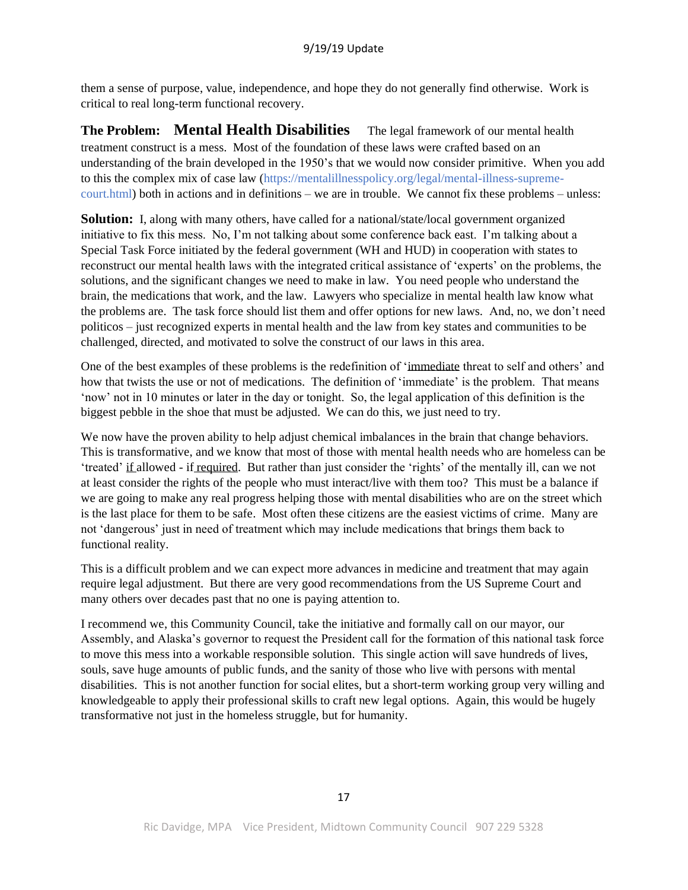them a sense of purpose, value, independence, and hope they do not generally find otherwise. Work is critical to real long-term functional recovery.

**The Problem: Mental Health Disabilities** The legal framework of our mental health treatment construct is a mess. Most of the foundation of these laws were crafted based on an understanding of the brain developed in the 1950's that we would now consider primitive. When you add to this the complex mix of case law (https://mentalillnesspolicy.org/legal/mental-illness-supreme-court.html) both in actions and in definitions – we are in trouble. We cannot fix these problems – unless:

**Solution:** I, along with many others, have called for a national/state/local government organized initiative to fix this mess. No, I'm not talking about some conference back east. I'm talking about a Special Task Force initiated by the federal government (WH and HUD) in cooperation with states to reconstruct our mental health laws with the integrated critical assistance of 'experts' on the problems, the solutions, and the significant changes we need to make in law. You need people who understand the brain, the medications that work, and the law. Lawyers who specialize in mental health law know what the problems are. The task force should list them and offer options for new laws. And, no, we don't need politicos – just recognized experts in mental health and the law from key states and communities to be challenged, directed, and motivated to solve the construct of our laws in this area.

One of the best examples of these problems is the redefinition of '<u>immediate</u> threat to self and others' and how that twists the use or not of medications. The definition of 'immediate' is the problem. That means 'now' not in 10 minutes or later in the day or tonight. So, the legal application of this definition is the biggest pebble in the shoe that must be adjusted. We can do this, we just need to try.

We now have the proven ability to help adjust chemical imbalances in the brain that change behaviors. This is transformative, and we know that most of those with mental health needs who are homeless can be 'treated' <u>if</u> allowed - if <u>required</u>. But rather than just consider the 'rights' of the mentally ill, can we not at least consider the rights of the people who must interact/live with them too? This must be a balance if we are going to make any real progress helping those with mental disabilities who are on the street which is the last place for them to be safe. Most often these citizens are the easiest victims of crime. Many are not 'dangerous' just in need of treatment which may include medications that brings them back to functional reality.

This is a difficult problem and we can expect more advances in medicine and treatment that may again require legal adjustment. But there are very good recommendations from the US Supreme Court and many others over decades past that no one is paying attention to.

I recommend we, this Community Council, take the initiative and formally call on our mayor, our Assembly, and Alaska's governor to request the President call for the formation of this national task force to move this mess into a workable responsible solution. This single action will save hundreds of lives, souls, save huge amounts of public funds, and the sanity of those who live with persons with mental disabilities. This is not another function for social elites, but a short-term working group very willing and knowledgeable to apply their professional skills to craft new legal options. Again, this would be hugely transformative not just in the homeless struggle, but for humanity.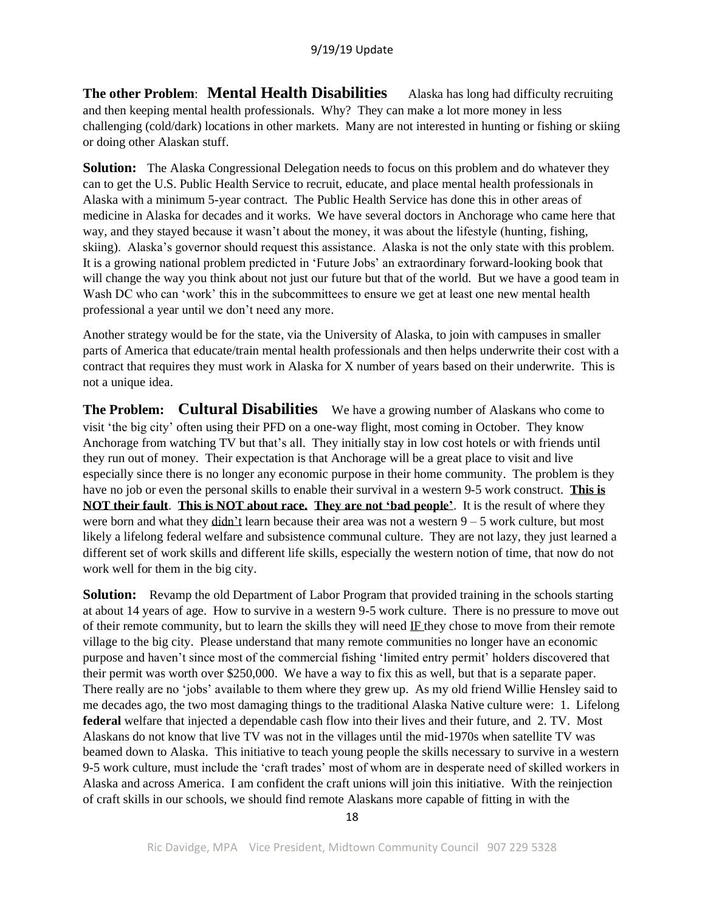**The other Problem**: **Mental Health Disabilities** Alaska has long had difficulty recruiting and then keeping mental health professionals. Why? They can make a lot more money in less challenging (cold/dark) locations in other markets. Many are not interested in hunting or fishing or skiing or doing other Alaskan stuff.

**Solution:** The Alaska Congressional Delegation needs to focus on this problem and do whatever they can to get the U.S. Public Health Service to recruit, educate, and place mental health professionals in Alaska with a minimum 5-year contract. The Public Health Service has done this in other areas of medicine in Alaska for decades and it works. We have several doctors in Anchorage who came here that way, and they stayed because it wasn't about the money, it was about the lifestyle (hunting, fishing, skiing). Alaska's governor should request this assistance. Alaska is not the only state with this problem. It is a growing national problem predicted in 'Future Jobs' an extraordinary forward-looking book that will change the way you think about not just our future but that of the world. But we have a good team in Wash DC who can 'work' this in the subcommittees to ensure we get at least one new mental health professional a year until we don't need any more.

Another strategy would be for the state, via the University of Alaska, to join with campuses in smaller parts of America that educate/train mental health professionals and then helps underwrite their cost with a contract that requires they must work in Alaska for X number of years based on their underwrite. This is not a unique idea.

**The Problem:** **Cultural Disabilities** We have a growing number of Alaskans who come to visit 'the big city' often using their PFD on a one-way flight, most coming in October. They know Anchorage from watching TV but that's all. They initially stay in low cost hotels or with friends until they run out of money. Their expectation is that Anchorage will be a great place to visit and live especially since there is no longer any economic purpose in their home community. The problem is they have no job or even the personal skills to enable their survival in a western 9-5 work construct. **This is NOT their fault**. **This is NOT about race.** **They are not 'bad people'**. It is the result of where they were born and what they didn't learn because their area was not a western 9 – 5 work culture, but most likely a lifelong federal welfare and subsistence communal culture. They are not lazy, they just learned a different set of work skills and different life skills, especially the western notion of time, that now do not work well for them in the big city.

**Solution:** Revamp the old Department of Labor Program that provided training in the schools starting at about 14 years of age. How to survive in a western 9-5 work culture. There is no pressure to move out of their remote community, but to learn the skills they will need IF they chose to move from their remote village to the big city. Please understand that many remote communities no longer have an economic purpose and haven't since most of the commercial fishing 'limited entry permit' holders discovered that their permit was worth over $250,000. We have a way to fix this as well, but that is a separate paper. There really are no 'jobs' available to them where they grew up. As my old friend Willie Hensley said to me decades ago, the two most damaging things to the traditional Alaska Native culture were: 1. Lifelong **federal** welfare that injected a dependable cash flow into their lives and their future, and 2. TV. Most Alaskans do not know that live TV was not in the villages until the mid-1970s when satellite TV was beamed down to Alaska. This initiative to teach young people the skills necessary to survive in a western 9-5 work culture, must include the 'craft trades' most of whom are in desperate need of skilled workers in Alaska and across America. I am confident the craft unions will join this initiative. With the reinjection of craft skills in our schools, we should find remote Alaskans more capable of fitting in with the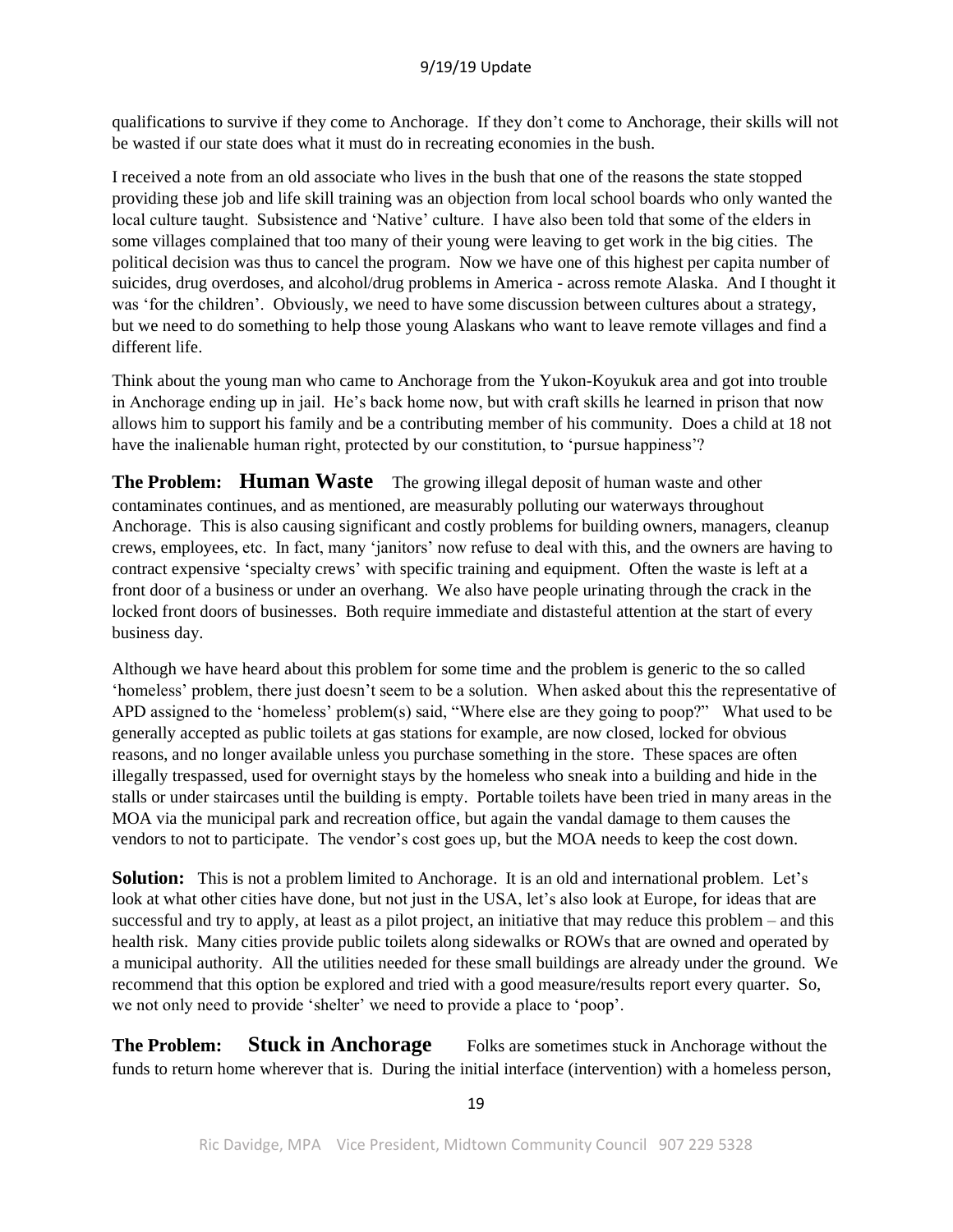qualifications to survive if they come to Anchorage. If they don't come to Anchorage, their skills will not be wasted if our state does what it must do in recreating economies in the bush.

I received a note from an old associate who lives in the bush that one of the reasons the state stopped providing these job and life skill training was an objection from local school boards who only wanted the local culture taught. Subsistence and 'Native' culture. I have also been told that some of the elders in some villages complained that too many of their young were leaving to get work in the big cities. The political decision was thus to cancel the program. Now we have one of this highest per capita number of suicides, drug overdoses, and alcohol/drug problems in America - across remote Alaska. And I thought it was 'for the children'. Obviously, we need to have some discussion between cultures about a strategy, but we need to do something to help those young Alaskans who want to leave remote villages and find a different life.

Think about the young man who came to Anchorage from the Yukon-Koyukuk area and got into trouble in Anchorage ending up in jail. He's back home now, but with craft skills he learned in prison that now allows him to support his family and be a contributing member of his community. Does a child at 18 not have the inalienable human right, protected by our constitution, to 'pursue happiness'?

**The Problem: Human Waste** The growing illegal deposit of human waste and other contaminates continues, and as mentioned, are measurably polluting our waterways throughout Anchorage. This is also causing significant and costly problems for building owners, managers, cleanup crews, employees, etc. In fact, many 'janitors' now refuse to deal with this, and the owners are having to contract expensive 'specialty crews' with specific training and equipment. Often the waste is left at a front door of a business or under an overhang. We also have people urinating through the crack in the locked front doors of businesses. Both require immediate and distasteful attention at the start of every business day.

Although we have heard about this problem for some time and the problem is generic to the so called 'homeless' problem, there just doesn't seem to be a solution. When asked about this the representative of APD assigned to the 'homeless' problem(s) said, "Where else are they going to poop?" What used to be generally accepted as public toilets at gas stations for example, are now closed, locked for obvious reasons, and no longer available unless you purchase something in the store. These spaces are often illegally trespassed, used for overnight stays by the homeless who sneak into a building and hide in the stalls or under staircases until the building is empty. Portable toilets have been tried in many areas in the MOA via the municipal park and recreation office, but again the vandal damage to them causes the vendors to not to participate. The vendor's cost goes up, but the MOA needs to keep the cost down.

**Solution:** This is not a problem limited to Anchorage. It is an old and international problem. Let's look at what other cities have done, but not just in the USA, let's also look at Europe, for ideas that are successful and try to apply, at least as a pilot project, an initiative that may reduce this problem – and this health risk. Many cities provide public toilets along sidewalks or ROWs that are owned and operated by a municipal authority. All the utilities needed for these small buildings are already under the ground. We recommend that this option be explored and tried with a good measure/results report every quarter. So, we not only need to provide 'shelter' we need to provide a place to 'poop'.

**The Problem: Stuck in Anchorage** Folks are sometimes stuck in Anchorage without the funds to return home wherever that is. During the initial interface (intervention) with a homeless person,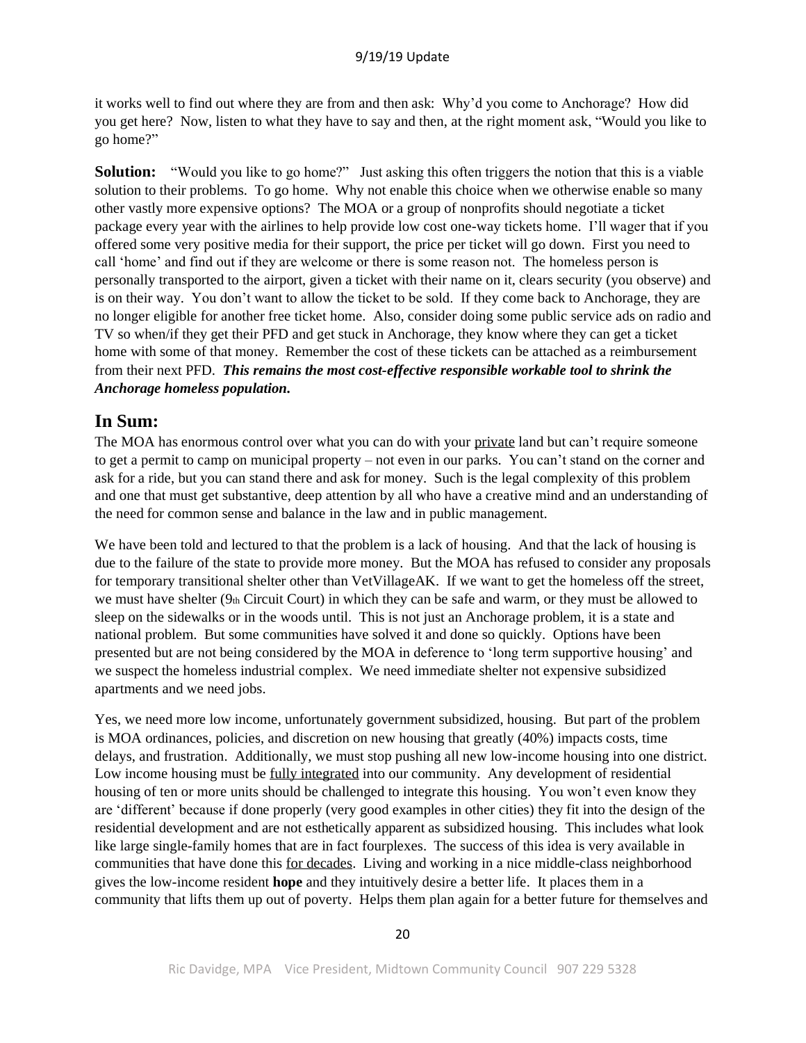it works well to find out where they are from and then ask: Why'd you come to Anchorage? How did you get here? Now, listen to what they have to say and then, at the right moment ask, "Would you like to go home?"

**Solution:** "Would you like to go home?" Just asking this often triggers the notion that this is a viable solution to their problems. To go home. Why not enable this choice when we otherwise enable so many other vastly more expensive options? The MOA or a group of nonprofits should negotiate a ticket package every year with the airlines to help provide low cost one-way tickets home. I'll wager that if you offered some very positive media for their support, the price per ticket will go down. First you need to call 'home' and find out if they are welcome or there is some reason not. The homeless person is personally transported to the airport, given a ticket with their name on it, clears security (you observe) and is on their way. You don't want to allow the ticket to be sold. If they come back to Anchorage, they are no longer eligible for another free ticket home. Also, consider doing some public service ads on radio and TV so when/if they get their PFD and get stuck in Anchorage, they know where they can get a ticket home with some of that money. Remember the cost of these tickets can be attached as a reimbursement from their next PFD. ***This remains the most cost-effective responsible workable tool to shrink the Anchorage homeless population.***

## In Sum:

The MOA has enormous control over what you can do with your <u>private</u> land but can't require someone to get a permit to camp on municipal property – not even in our parks. You can't stand on the corner and ask for a ride, but you can stand there and ask for money. Such is the legal complexity of this problem and one that must get substantive, deep attention by all who have a creative mind and an understanding of the need for common sense and balance in the law and in public management.

We have been told and lectured to that the problem is a lack of housing. And that the lack of housing is due to the failure of the state to provide more money. But the MOA has refused to consider any proposals for temporary transitional shelter other than VetVillageAK. If we want to get the homeless off the street, we must have shelter (9th Circuit Court) in which they can be safe and warm, or they must be allowed to sleep on the sidewalks or in the woods until. This is not just an Anchorage problem, it is a state and national problem. But some communities have solved it and done so quickly. Options have been presented but are not being considered by the MOA in deference to 'long term supportive housing' and we suspect the homeless industrial complex. We need immediate shelter not expensive subsidized apartments and we need jobs.

Yes, we need more low income, unfortunately government subsidized, housing. But part of the problem is MOA ordinances, policies, and discretion on new housing that greatly (40%) impacts costs, time delays, and frustration. Additionally, we must stop pushing all new low-income housing into one district. Low income housing must be <u>fully integrated</u> into our community. Any development of residential housing of ten or more units should be challenged to integrate this housing. You won't even know they are 'different' because if done properly (very good examples in other cities) they fit into the design of the residential development and are not esthetically apparent as subsidized housing. This includes what look like large single-family homes that are in fact fourplexes. The success of this idea is very available in communities that have done this <u>for decades</u>. Living and working in a nice middle-class neighborhood gives the low-income resident **hope** and they intuitively desire a better life. It places them in a community that lifts them up out of poverty. Helps them plan again for a better future for themselves and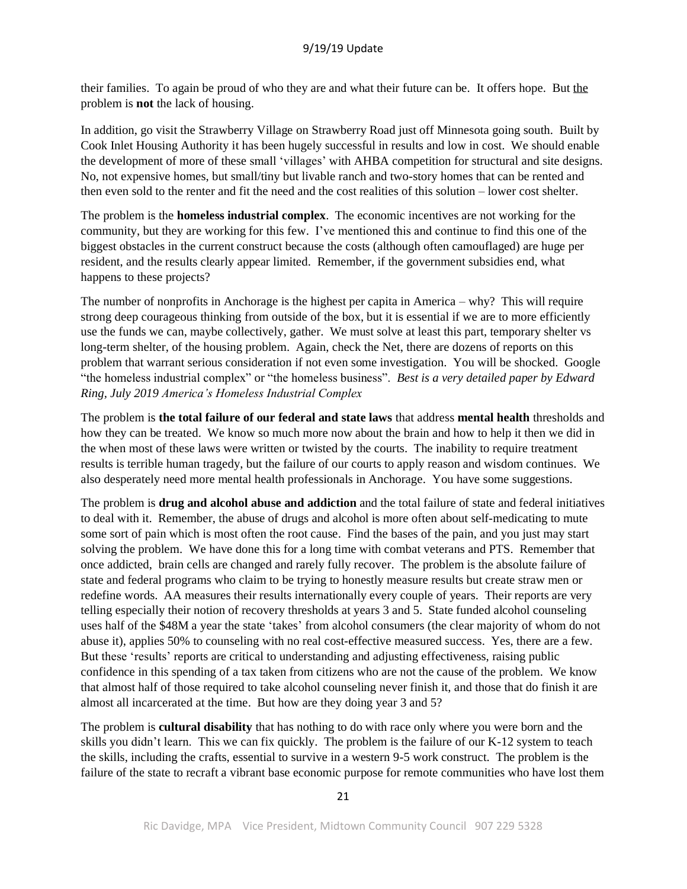their families. To again be proud of who they are and what their future can be. It offers hope. But the problem is **not** the lack of housing.

In addition, go visit the Strawberry Village on Strawberry Road just off Minnesota going south. Built by Cook Inlet Housing Authority it has been hugely successful in results and low in cost. We should enable the development of more of these small 'villages' with AHBA competition for structural and site designs. No, not expensive homes, but small/tiny but livable ranch and two-story homes that can be rented and then even sold to the renter and fit the need and the cost realities of this solution – lower cost shelter.

The problem is the **homeless industrial complex**. The economic incentives are not working for the community, but they are working for this few. I've mentioned this and continue to find this one of the biggest obstacles in the current construct because the costs (although often camouflaged) are huge per resident, and the results clearly appear limited. Remember, if the government subsidies end, what happens to these projects?

The number of nonprofits in Anchorage is the highest per capita in America – why? This will require strong deep courageous thinking from outside of the box, but it is essential if we are to more efficiently use the funds we can, maybe collectively, gather. We must solve at least this part, temporary shelter vs long-term shelter, of the housing problem. Again, check the Net, there are dozens of reports on this problem that warrant serious consideration if not even some investigation. You will be shocked. Google "the homeless industrial complex" or "the homeless business". *Best is a very detailed paper by Edward Ring, July 2019 America's Homeless Industrial Complex*

The problem is **the total failure of our federal and state laws** that address **mental health** thresholds and how they can be treated. We know so much more now about the brain and how to help it then we did in the when most of these laws were written or twisted by the courts. The inability to require treatment results is terrible human tragedy, but the failure of our courts to apply reason and wisdom continues. We also desperately need more mental health professionals in Anchorage. You have some suggestions.

The problem is **drug and alcohol abuse and addiction** and the total failure of state and federal initiatives to deal with it. Remember, the abuse of drugs and alcohol is more often about self-medicating to mute some sort of pain which is most often the root cause. Find the bases of the pain, and you just may start solving the problem. We have done this for a long time with combat veterans and PTS. Remember that once addicted, brain cells are changed and rarely fully recover. The problem is the absolute failure of state and federal programs who claim to be trying to honestly measure results but create straw men or redefine words. AA measures their results internationally every couple of years. Their reports are very telling especially their notion of recovery thresholds at years 3 and 5. State funded alcohol counseling uses half of the $48M a year the state 'takes' from alcohol consumers (the clear majority of whom do not abuse it), applies 50% to counseling with no real cost-effective measured success. Yes, there are a few. But these 'results' reports are critical to understanding and adjusting effectiveness, raising public confidence in this spending of a tax taken from citizens who are not the cause of the problem. We know that almost half of those required to take alcohol counseling never finish it, and those that do finish it are almost all incarcerated at the time. But how are they doing year 3 and 5?

The problem is **cultural disability** that has nothing to do with race only where you were born and the skills you didn't learn. This we can fix quickly. The problem is the failure of our K-12 system to teach the skills, including the crafts, essential to survive in a western 9-5 work construct. The problem is the failure of the state to recraft a vibrant base economic purpose for remote communities who have lost them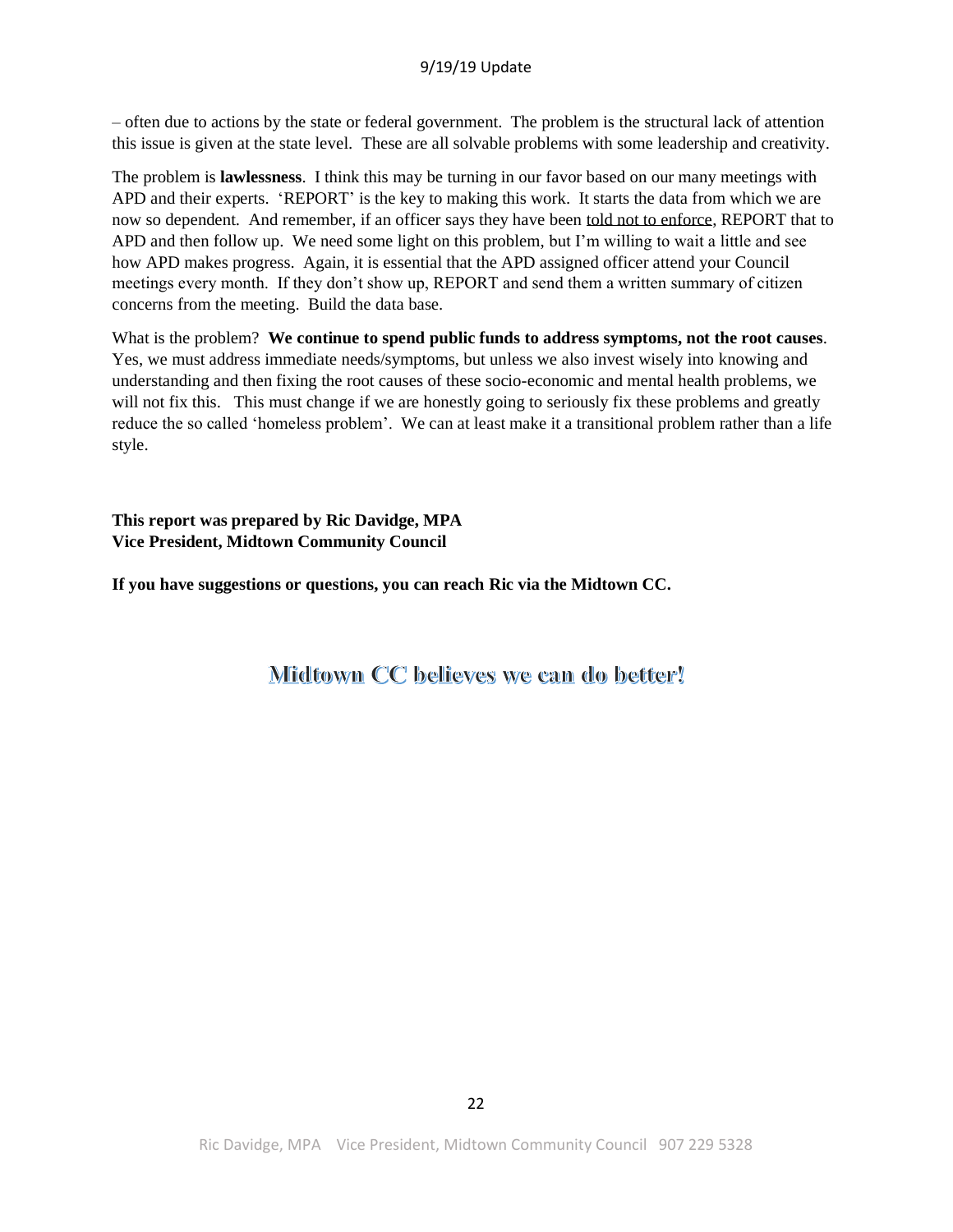– often due to actions by the state or federal government. The problem is the structural lack of attention this issue is given at the state level. These are all solvable problems with some leadership and creativity.

The problem is **lawlessness**. I think this may be turning in our favor based on our many meetings with APD and their experts. 'REPORT' is the key to making this work. It starts the data from which we are now so dependent. And remember, if an officer says they have been <u>told not to enforce</u>, REPORT that to APD and then follow up. We need some light on this problem, but I'm willing to wait a little and see how APD makes progress. Again, it is essential that the APD assigned officer attend your Council meetings every month. If they don't show up, REPORT and send them a written summary of citizen concerns from the meeting. Build the data base.

What is the problem? **We continue to spend public funds to address symptoms, not the root causes**. Yes, we must address immediate needs/symptoms, but unless we also invest wisely into knowing and understanding and then fixing the root causes of these socio-economic and mental health problems, we will not fix this. This must change if we are honestly going to seriously fix these problems and greatly reduce the so called 'homeless problem'. We can at least make it a transitional problem rather than a life style.

**This report was prepared by Ric Davidge, MPA**
**Vice President, Midtown Community Council**

**If you have suggestions or questions, you can reach Ric via the Midtown CC.**

**Midtown CC believes we can do better!**